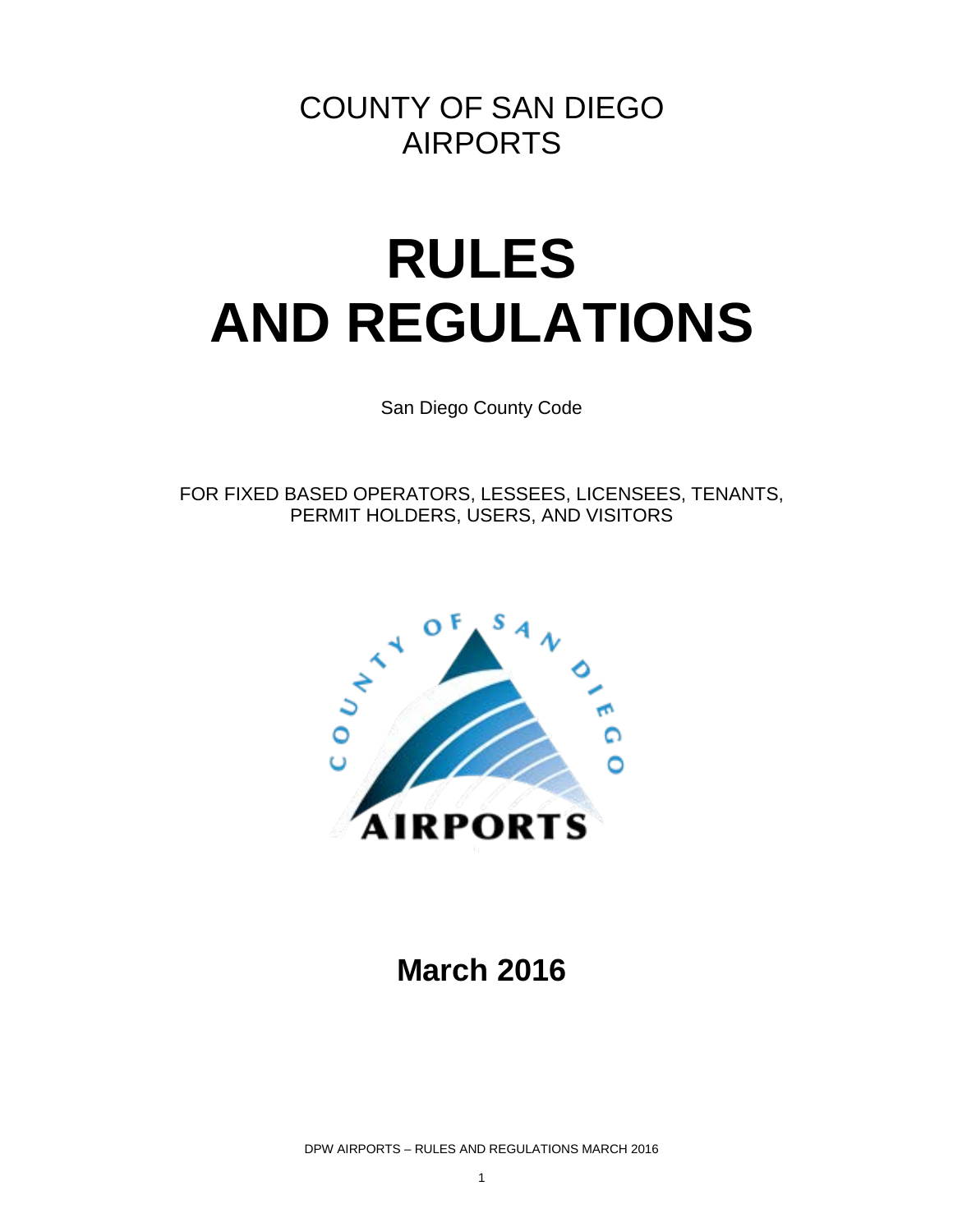COUNTY OF SAN DIEGO
AIRPORTS

# RULES AND REGULATIONS

San Diego County Code

FOR FIXED BASED OPERATORS, LESSEES, LICENSEES, TENANTS, PERMIT HOLDERS, USERS, AND VISITORS

**March 2016**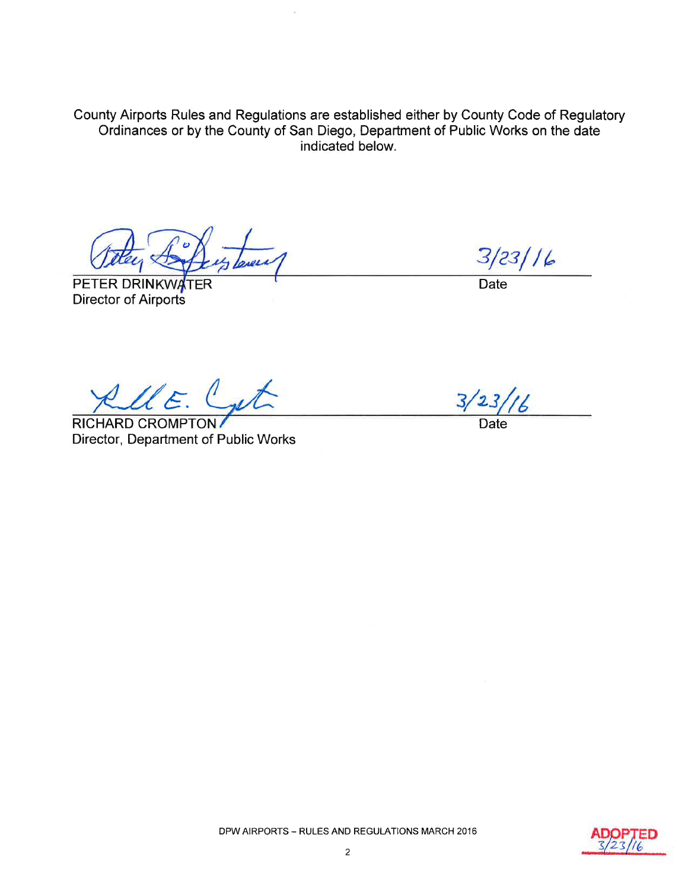County Airports Rules and Regulations are established either by County Code of Regulatory Ordinances or by the County of San Diego, Department of Public Works on the date indicated below.

PETER DRINKWATER  
Director of Airports

3/23/16  
Date

RICHARD CROMPTON  
Director, Department of Public Works

3/23/16  
Date

DPW AIRPORTS – RULES AND REGULATIONS MARCH 2016

ADOPTED 3/23/16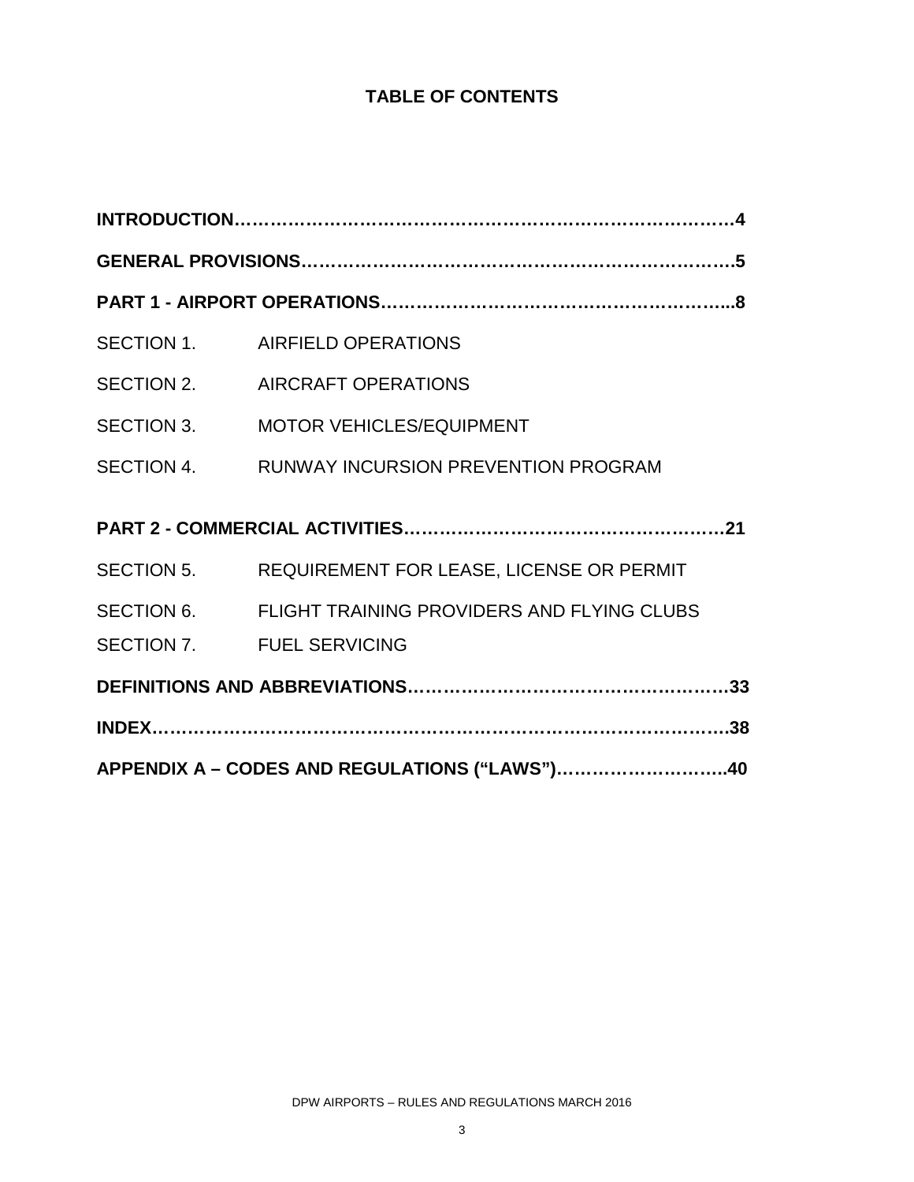# TABLE OF CONTENTS

**INTRODUCTION……………………………………………………………………………4**

**GENERAL PROVISIONS…………………………………………………………………5**

**PART 1 - AIRPORT OPERATIONS………………………………………………...8**

SECTION 1. AIRFIELD OPERATIONS

SECTION 2. AIRCRAFT OPERATIONS

SECTION 3. MOTOR VEHICLES/EQUIPMENT

SECTION 4. RUNWAY INCURSION PREVENTION PROGRAM

**PART 2 - COMMERCIAL ACTIVITIES……………………………………………21**

SECTION 5. REQUIREMENT FOR LEASE, LICENSE OR PERMIT

SECTION 6. FLIGHT TRAINING PROVIDERS AND FLYING CLUBS

SECTION 7. FUEL SERVICING

**DEFINITIONS AND ABBREVIATIONS……………………………………………33**

**INDEX…………………………………………………………………………………38**

**APPENDIX A – CODES AND REGULATIONS ("LAWS")………………………..40**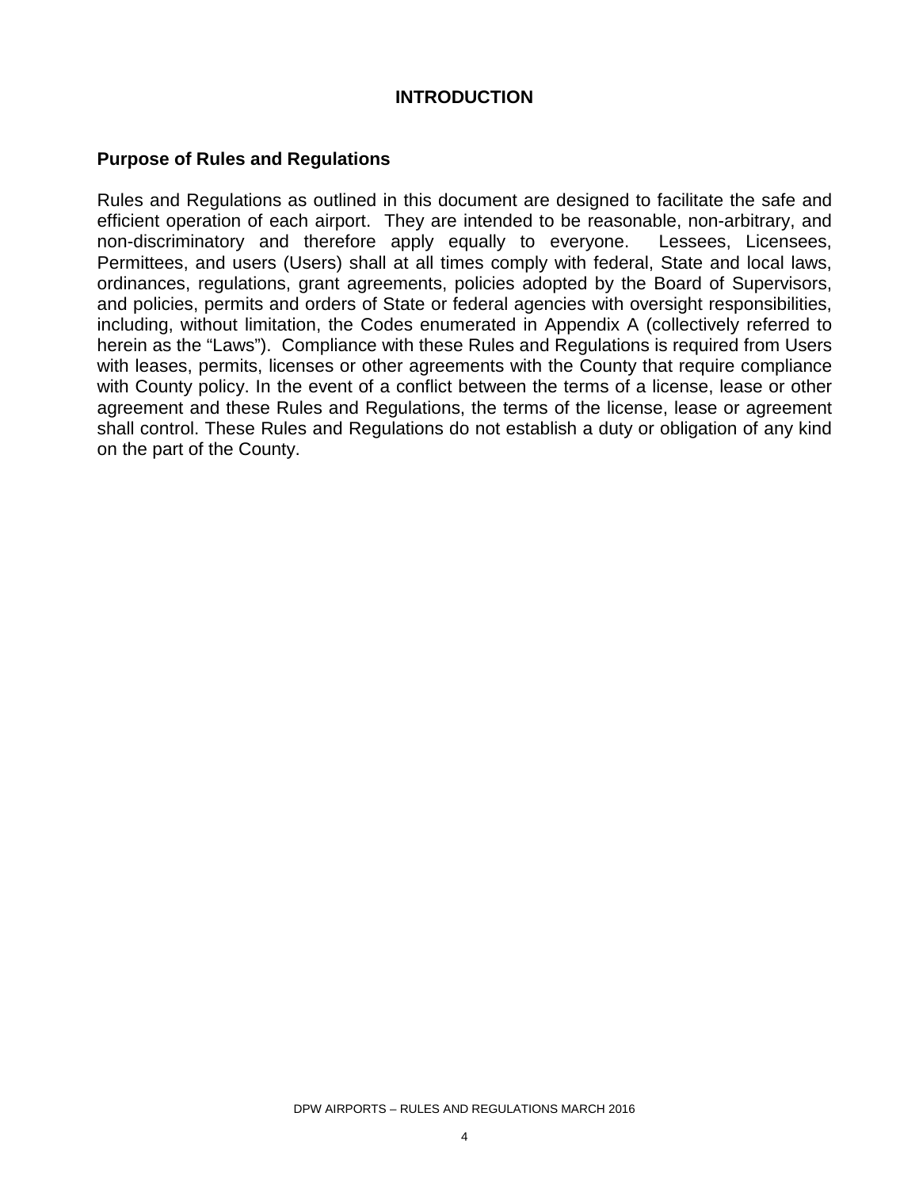# INTRODUCTION

## Purpose of Rules and Regulations

Rules and Regulations as outlined in this document are designed to facilitate the safe and efficient operation of each airport. They are intended to be reasonable, non-arbitrary, and non-discriminatory and therefore apply equally to everyone. Lessees, Licensees, Permittees, and users (Users) shall at all times comply with federal, State and local laws, ordinances, regulations, grant agreements, policies adopted by the Board of Supervisors, and policies, permits and orders of State or federal agencies with oversight responsibilities, including, without limitation, the Codes enumerated in Appendix A (collectively referred to herein as the "Laws"). Compliance with these Rules and Regulations is required from Users with leases, permits, licenses or other agreements with the County that require compliance with County policy. In the event of a conflict between the terms of a license, lease or other agreement and these Rules and Regulations, the terms of the license, lease or agreement shall control. These Rules and Regulations do not establish a duty or obligation of any kind on the part of the County.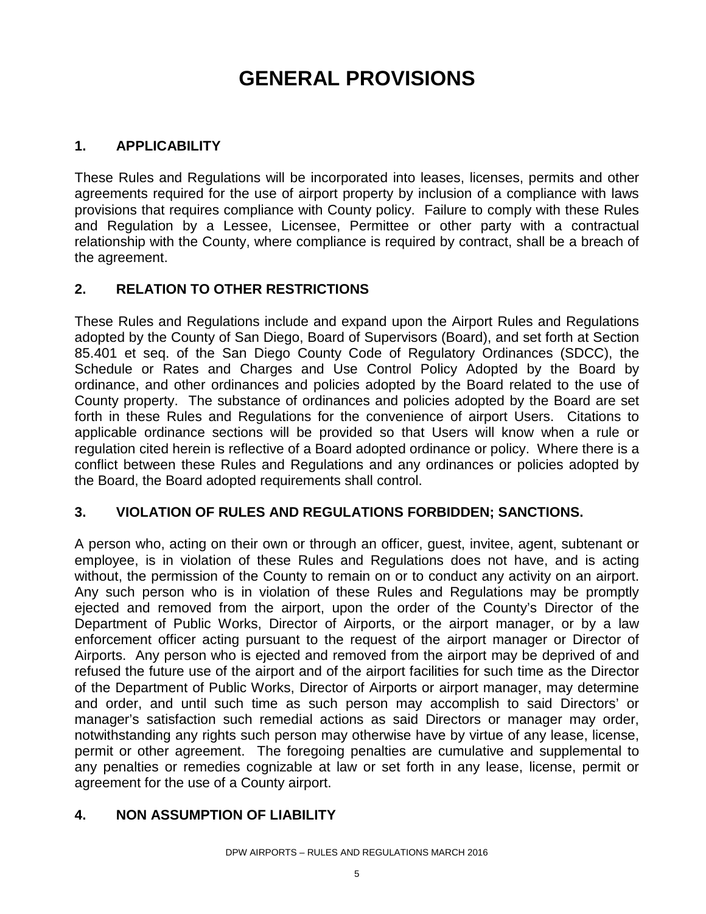# GENERAL PROVISIONS

## 1. APPLICABILITY

These Rules and Regulations will be incorporated into leases, licenses, permits and other agreements required for the use of airport property by inclusion of a compliance with laws provisions that requires compliance with County policy. Failure to comply with these Rules and Regulation by a Lessee, Licensee, Permittee or other party with a contractual relationship with the County, where compliance is required by contract, shall be a breach of the agreement.

## 2. RELATION TO OTHER RESTRICTIONS

These Rules and Regulations include and expand upon the Airport Rules and Regulations adopted by the County of San Diego, Board of Supervisors (Board), and set forth at Section 85.401 et seq. of the San Diego County Code of Regulatory Ordinances (SDCC), the Schedule or Rates and Charges and Use Control Policy Adopted by the Board by ordinance, and other ordinances and policies adopted by the Board related to the use of County property. The substance of ordinances and policies adopted by the Board are set forth in these Rules and Regulations for the convenience of airport Users. Citations to applicable ordinance sections will be provided so that Users will know when a rule or regulation cited herein is reflective of a Board adopted ordinance or policy. Where there is a conflict between these Rules and Regulations and any ordinances or policies adopted by the Board, the Board adopted requirements shall control.

## 3. VIOLATION OF RULES AND REGULATIONS FORBIDDEN; SANCTIONS.

A person who, acting on their own or through an officer, guest, invitee, agent, subtenant or employee, is in violation of these Rules and Regulations does not have, and is acting without, the permission of the County to remain on or to conduct any activity on an airport. Any such person who is in violation of these Rules and Regulations may be promptly ejected and removed from the airport, upon the order of the County's Director of the Department of Public Works, Director of Airports, or the airport manager, or by a law enforcement officer acting pursuant to the request of the airport manager or Director of Airports. Any person who is ejected and removed from the airport may be deprived of and refused the future use of the airport and of the airport facilities for such time as the Director of the Department of Public Works, Director of Airports or airport manager, may determine and order, and until such time as such person may accomplish to said Directors' or manager's satisfaction such remedial actions as said Directors or manager may order, notwithstanding any rights such person may otherwise have by virtue of any lease, license, permit or other agreement. The foregoing penalties are cumulative and supplemental to any penalties or remedies cognizable at law or set forth in any lease, license, permit or agreement for the use of a County airport.

## 4. NON ASSUMPTION OF LIABILITY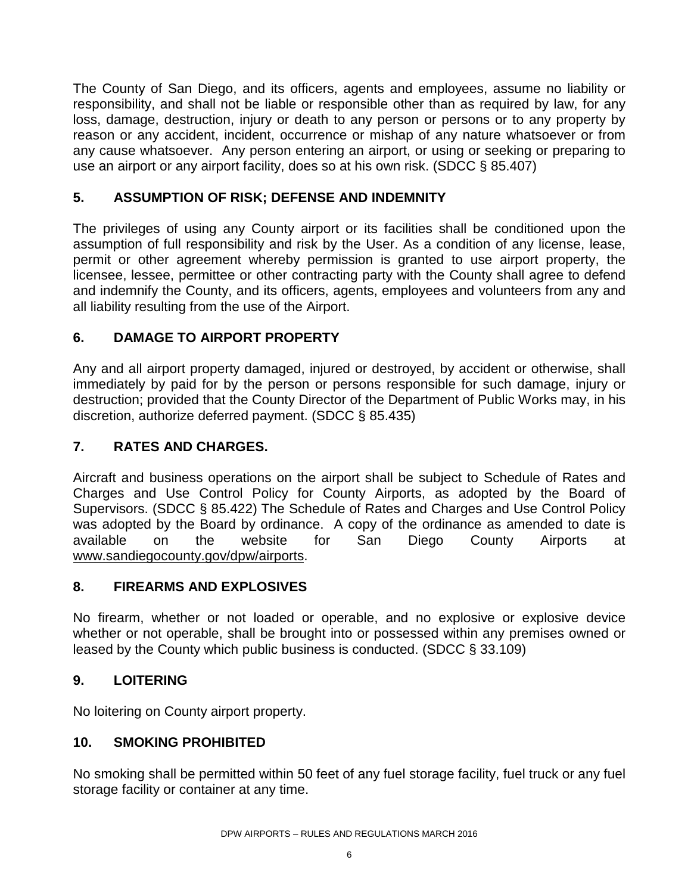The County of San Diego, and its officers, agents and employees, assume no liability or responsibility, and shall not be liable or responsible other than as required by law, for any loss, damage, destruction, injury or death to any person or persons or to any property by reason or any accident, incident, occurrence or mishap of any nature whatsoever or from any cause whatsoever. Any person entering an airport, or using or seeking or preparing to use an airport or any airport facility, does so at his own risk. (SDCC § 85.407)

## 5. ASSUMPTION OF RISK; DEFENSE AND INDEMNITY

The privileges of using any County airport or its facilities shall be conditioned upon the assumption of full responsibility and risk by the User. As a condition of any license, lease, permit or other agreement whereby permission is granted to use airport property, the licensee, lessee, permittee or other contracting party with the County shall agree to defend and indemnify the County, and its officers, agents, employees and volunteers from any and all liability resulting from the use of the Airport.

## 6. DAMAGE TO AIRPORT PROPERTY

Any and all airport property damaged, injured or destroyed, by accident or otherwise, shall immediately by paid for by the person or persons responsible for such damage, injury or destruction; provided that the County Director of the Department of Public Works may, in his discretion, authorize deferred payment. (SDCC § 85.435)

## 7. RATES AND CHARGES.

Aircraft and business operations on the airport shall be subject to Schedule of Rates and Charges and Use Control Policy for County Airports, as adopted by the Board of Supervisors. (SDCC § 85.422) The Schedule of Rates and Charges and Use Control Policy was adopted by the Board by ordinance. A copy of the ordinance as amended to date is available on the website for San Diego County Airports at www.sandiegocounty.gov/dpw/airports.

## 8. FIREARMS AND EXPLOSIVES

No firearm, whether or not loaded or operable, and no explosive or explosive device whether or not operable, shall be brought into or possessed within any premises owned or leased by the County which public business is conducted. (SDCC § 33.109)

## 9. LOITERING

No loitering on County airport property.

## 10. SMOKING PROHIBITED

No smoking shall be permitted within 50 feet of any fuel storage facility, fuel truck or any fuel storage facility or container at any time.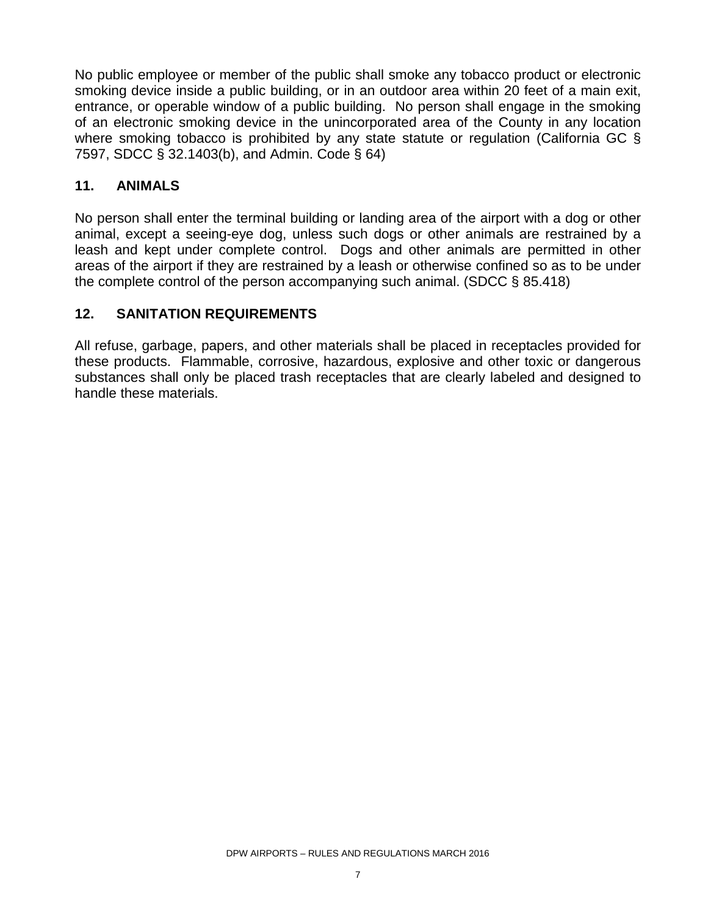No public employee or member of the public shall smoke any tobacco product or electronic smoking device inside a public building, or in an outdoor area within 20 feet of a main exit, entrance, or operable window of a public building. No person shall engage in the smoking of an electronic smoking device in the unincorporated area of the County in any location where smoking tobacco is prohibited by any state statute or regulation (California GC § 7597, SDCC § 32.1403(b), and Admin. Code § 64)

## 11. ANIMALS

No person shall enter the terminal building or landing area of the airport with a dog or other animal, except a seeing-eye dog, unless such dogs or other animals are restrained by a leash and kept under complete control. Dogs and other animals are permitted in other areas of the airport if they are restrained by a leash or otherwise confined so as to be under the complete control of the person accompanying such animal. (SDCC § 85.418)

## 12. SANITATION REQUIREMENTS

All refuse, garbage, papers, and other materials shall be placed in receptacles provided for these products. Flammable, corrosive, hazardous, explosive and other toxic or dangerous substances shall only be placed trash receptacles that are clearly labeled and designed to handle these materials.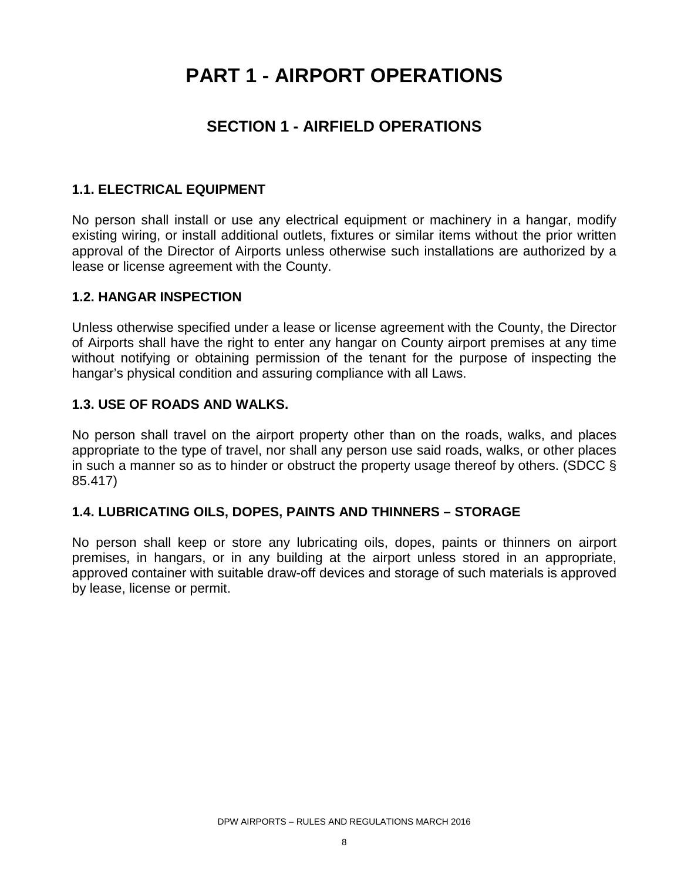# PART 1 - AIRPORT OPERATIONS

## SECTION 1 - AIRFIELD OPERATIONS

### 1.1. ELECTRICAL EQUIPMENT

No person shall install or use any electrical equipment or machinery in a hangar, modify existing wiring, or install additional outlets, fixtures or similar items without the prior written approval of the Director of Airports unless otherwise such installations are authorized by a lease or license agreement with the County.

### 1.2. HANGAR INSPECTION

Unless otherwise specified under a lease or license agreement with the County, the Director of Airports shall have the right to enter any hangar on County airport premises at any time without notifying or obtaining permission of the tenant for the purpose of inspecting the hangar's physical condition and assuring compliance with all Laws.

### 1.3. USE OF ROADS AND WALKS.

No person shall travel on the airport property other than on the roads, walks, and places appropriate to the type of travel, nor shall any person use said roads, walks, or other places in such a manner so as to hinder or obstruct the property usage thereof by others. (SDCC § 85.417)

### 1.4. LUBRICATING OILS, DOPES, PAINTS AND THINNERS – STORAGE

No person shall keep or store any lubricating oils, dopes, paints or thinners on airport premises, in hangars, or in any building at the airport unless stored in an appropriate, approved container with suitable draw-off devices and storage of such materials is approved by lease, license or permit.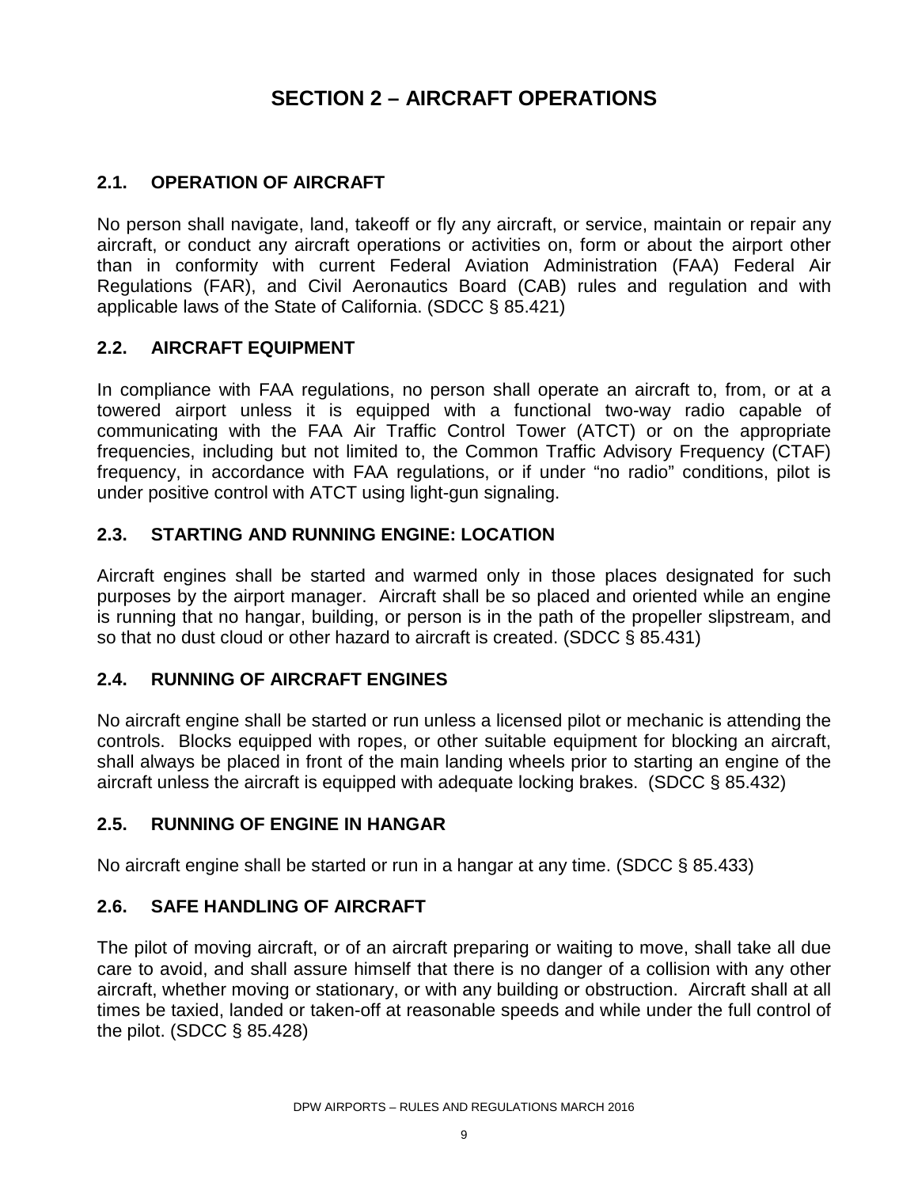# SECTION 2 – AIRCRAFT OPERATIONS

## 2.1. OPERATION OF AIRCRAFT

No person shall navigate, land, takeoff or fly any aircraft, or service, maintain or repair any aircraft, or conduct any aircraft operations or activities on, form or about the airport other than in conformity with current Federal Aviation Administration (FAA) Federal Air Regulations (FAR), and Civil Aeronautics Board (CAB) rules and regulation and with applicable laws of the State of California. (SDCC § 85.421)

## 2.2. AIRCRAFT EQUIPMENT

In compliance with FAA regulations, no person shall operate an aircraft to, from, or at a towered airport unless it is equipped with a functional two-way radio capable of communicating with the FAA Air Traffic Control Tower (ATCT) or on the appropriate frequencies, including but not limited to, the Common Traffic Advisory Frequency (CTAF) frequency, in accordance with FAA regulations, or if under "no radio" conditions, pilot is under positive control with ATCT using light-gun signaling.

## 2.3. STARTING AND RUNNING ENGINE: LOCATION

Aircraft engines shall be started and warmed only in those places designated for such purposes by the airport manager. Aircraft shall be so placed and oriented while an engine is running that no hangar, building, or person is in the path of the propeller slipstream, and so that no dust cloud or other hazard to aircraft is created. (SDCC § 85.431)

## 2.4. RUNNING OF AIRCRAFT ENGINES

No aircraft engine shall be started or run unless a licensed pilot or mechanic is attending the controls. Blocks equipped with ropes, or other suitable equipment for blocking an aircraft, shall always be placed in front of the main landing wheels prior to starting an engine of the aircraft unless the aircraft is equipped with adequate locking brakes. (SDCC § 85.432)

## 2.5. RUNNING OF ENGINE IN HANGAR

No aircraft engine shall be started or run in a hangar at any time. (SDCC § 85.433)

## 2.6. SAFE HANDLING OF AIRCRAFT

The pilot of moving aircraft, or of an aircraft preparing or waiting to move, shall take all due care to avoid, and shall assure himself that there is no danger of a collision with any other aircraft, whether moving or stationary, or with any building or obstruction. Aircraft shall at all times be taxied, landed or taken-off at reasonable speeds and while under the full control of the pilot. (SDCC § 85.428)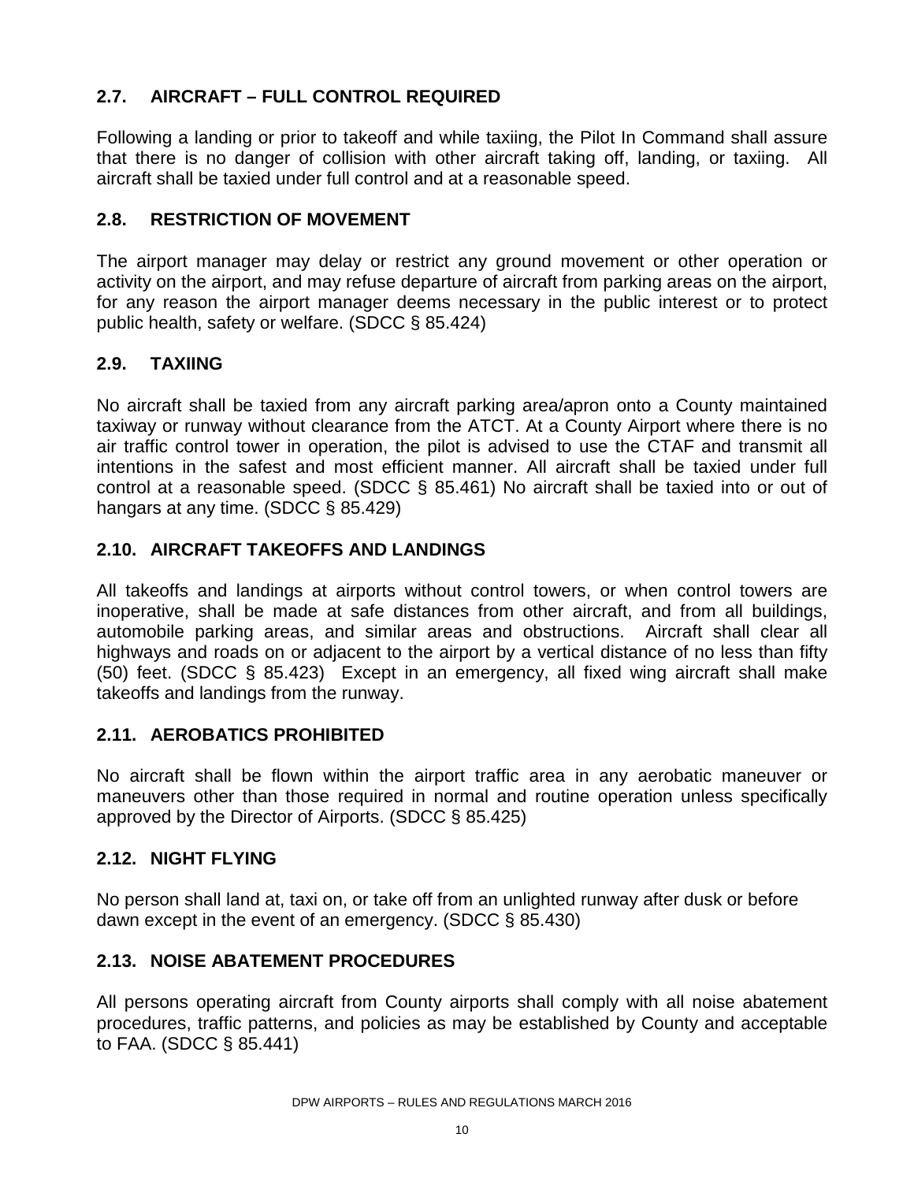## 2.7. AIRCRAFT – FULL CONTROL REQUIRED

Following a landing or prior to takeoff and while taxiing, the Pilot In Command shall assure that there is no danger of collision with other aircraft taking off, landing, or taxiing. All aircraft shall be taxied under full control and at a reasonable speed.

## 2.8. RESTRICTION OF MOVEMENT

The airport manager may delay or restrict any ground movement or other operation or activity on the airport, and may refuse departure of aircraft from parking areas on the airport, for any reason the airport manager deems necessary in the public interest or to protect public health, safety or welfare. (SDCC § 85.424)

## 2.9. TAXIING

No aircraft shall be taxied from any aircraft parking area/apron onto a County maintained taxiway or runway without clearance from the ATCT. At a County Airport where there is no air traffic control tower in operation, the pilot is advised to use the CTAF and transmit all intentions in the safest and most efficient manner. All aircraft shall be taxied under full control at a reasonable speed. (SDCC § 85.461) No aircraft shall be taxied into or out of hangars at any time. (SDCC § 85.429)

## 2.10. AIRCRAFT TAKEOFFS AND LANDINGS

All takeoffs and landings at airports without control towers, or when control towers are inoperative, shall be made at safe distances from other aircraft, and from all buildings, automobile parking areas, and similar areas and obstructions. Aircraft shall clear all highways and roads on or adjacent to the airport by a vertical distance of no less than fifty (50) feet. (SDCC § 85.423) Except in an emergency, all fixed wing aircraft shall make takeoffs and landings from the runway.

## 2.11. AEROBATICS PROHIBITED

No aircraft shall be flown within the airport traffic area in any aerobatic maneuver or maneuvers other than those required in normal and routine operation unless specifically approved by the Director of Airports. (SDCC § 85.425)

## 2.12. NIGHT FLYING

No person shall land at, taxi on, or take off from an unlighted runway after dusk or before dawn except in the event of an emergency. (SDCC § 85.430)

## 2.13. NOISE ABATEMENT PROCEDURES

All persons operating aircraft from County airports shall comply with all noise abatement procedures, traffic patterns, and policies as may be established by County and acceptable to FAA. (SDCC § 85.441)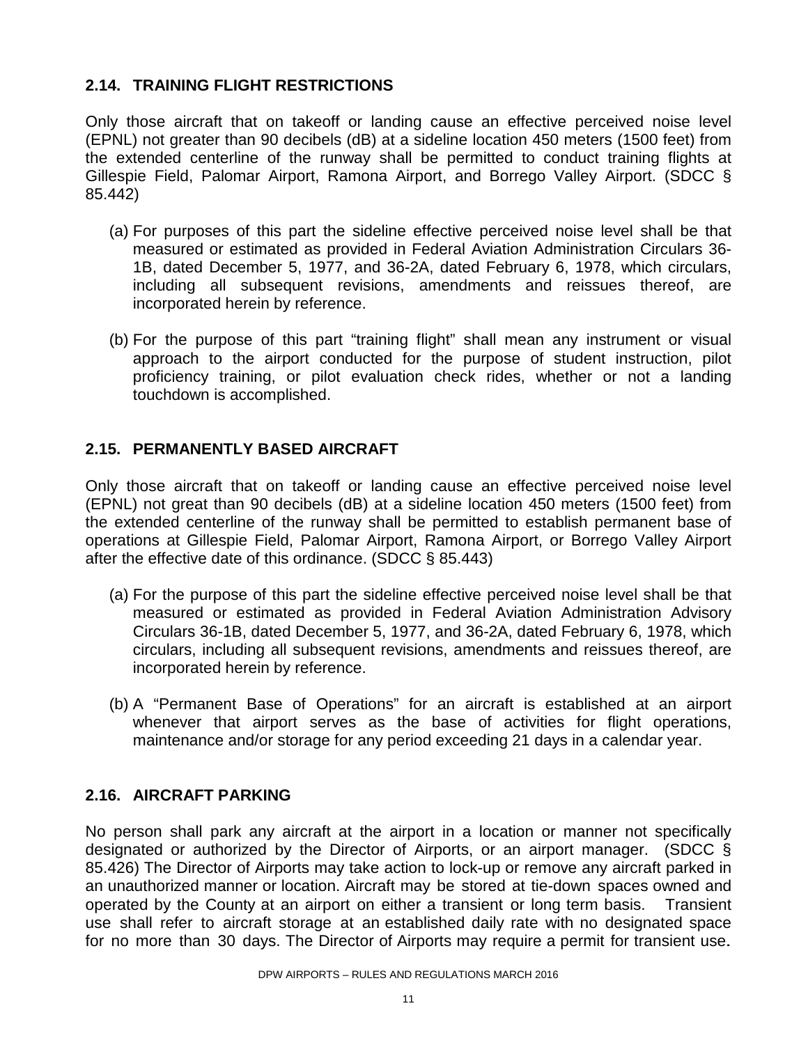## 2.14. TRAINING FLIGHT RESTRICTIONS

Only those aircraft that on takeoff or landing cause an effective perceived noise level (EPNL) not greater than 90 decibels (dB) at a sideline location 450 meters (1500 feet) from the extended centerline of the runway shall be permitted to conduct training flights at Gillespie Field, Palomar Airport, Ramona Airport, and Borrego Valley Airport. (SDCC § 85.442)

(a) For purposes of this part the sideline effective perceived noise level shall be that measured or estimated as provided in Federal Aviation Administration Circulars 36-1B, dated December 5, 1977, and 36-2A, dated February 6, 1978, which circulars, including all subsequent revisions, amendments and reissues thereof, are incorporated herein by reference.

(b) For the purpose of this part "training flight" shall mean any instrument or visual approach to the airport conducted for the purpose of student instruction, pilot proficiency training, or pilot evaluation check rides, whether or not a landing touchdown is accomplished.

## 2.15. PERMANENTLY BASED AIRCRAFT

Only those aircraft that on takeoff or landing cause an effective perceived noise level (EPNL) not great than 90 decibels (dB) at a sideline location 450 meters (1500 feet) from the extended centerline of the runway shall be permitted to establish permanent base of operations at Gillespie Field, Palomar Airport, Ramona Airport, or Borrego Valley Airport after the effective date of this ordinance. (SDCC § 85.443)

(a) For the purpose of this part the sideline effective perceived noise level shall be that measured or estimated as provided in Federal Aviation Administration Advisory Circulars 36-1B, dated December 5, 1977, and 36-2A, dated February 6, 1978, which circulars, including all subsequent revisions, amendments and reissues thereof, are incorporated herein by reference.

(b) A "Permanent Base of Operations" for an aircraft is established at an airport whenever that airport serves as the base of activities for flight operations, maintenance and/or storage for any period exceeding 21 days in a calendar year.

## 2.16. AIRCRAFT PARKING

No person shall park any aircraft at the airport in a location or manner not specifically designated or authorized by the Director of Airports, or an airport manager. (SDCC § 85.426) The Director of Airports may take action to lock-up or remove any aircraft parked in an unauthorized manner or location. Aircraft may be stored at tie-down spaces owned and operated by the County at an airport on either a transient or long term basis. Transient use shall refer to aircraft storage at an established daily rate with no designated space for no more than 30 days. The Director of Airports may require a permit for transient use.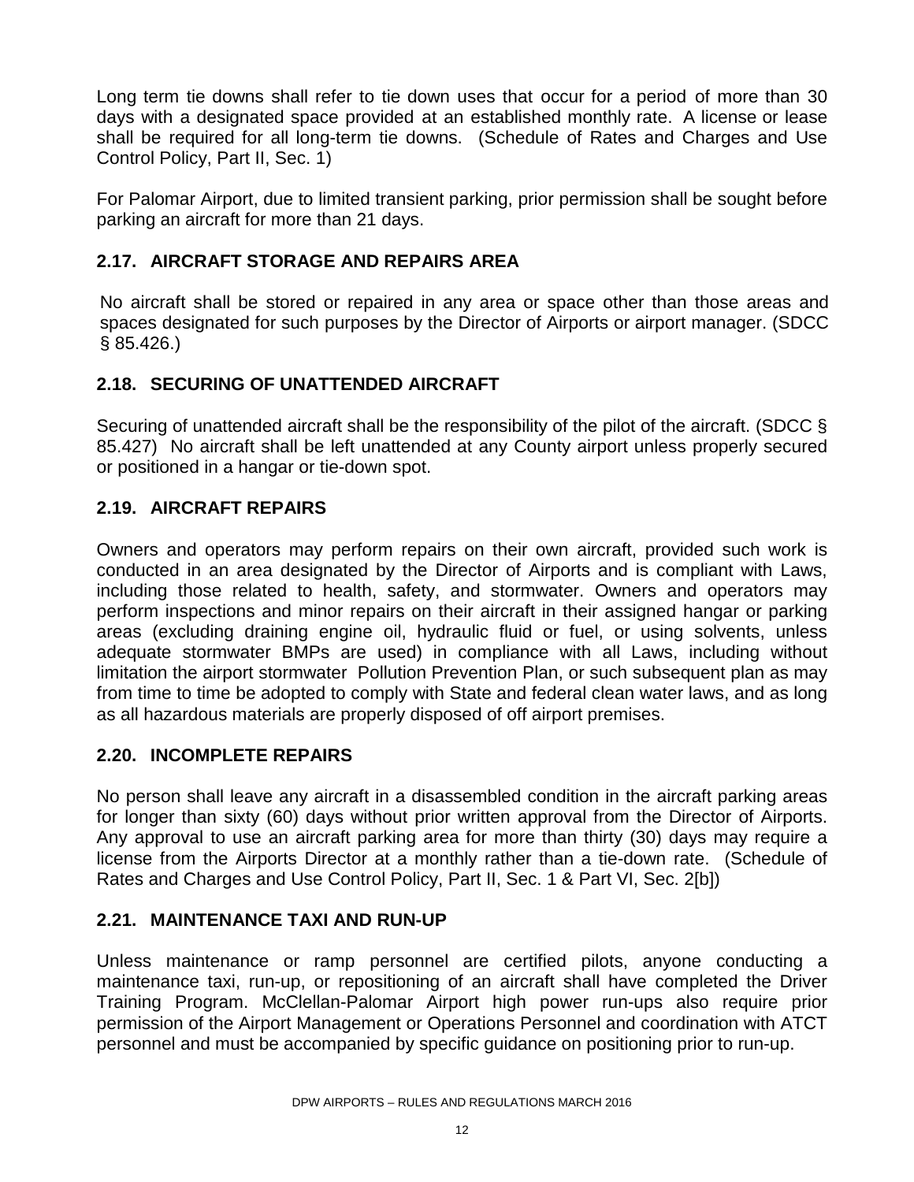Long term tie downs shall refer to tie down uses that occur for a period of more than 30 days with a designated space provided at an established monthly rate. A license or lease shall be required for all long-term tie downs. (Schedule of Rates and Charges and Use Control Policy, Part II, Sec. 1)

For Palomar Airport, due to limited transient parking, prior permission shall be sought before parking an aircraft for more than 21 days.

## 2.17. AIRCRAFT STORAGE AND REPAIRS AREA

No aircraft shall be stored or repaired in any area or space other than those areas and spaces designated for such purposes by the Director of Airports or airport manager. (SDCC § 85.426.)

## 2.18. SECURING OF UNATTENDED AIRCRAFT

Securing of unattended aircraft shall be the responsibility of the pilot of the aircraft. (SDCC § 85.427) No aircraft shall be left unattended at any County airport unless properly secured or positioned in a hangar or tie-down spot.

## 2.19. AIRCRAFT REPAIRS

Owners and operators may perform repairs on their own aircraft, provided such work is conducted in an area designated by the Director of Airports and is compliant with Laws, including those related to health, safety, and stormwater. Owners and operators may perform inspections and minor repairs on their aircraft in their assigned hangar or parking areas (excluding draining engine oil, hydraulic fluid or fuel, or using solvents, unless adequate stormwater BMPs are used) in compliance with all Laws, including without limitation the airport stormwater Pollution Prevention Plan, or such subsequent plan as may from time to time be adopted to comply with State and federal clean water laws, and as long as all hazardous materials are properly disposed of off airport premises.

## 2.20. INCOMPLETE REPAIRS

No person shall leave any aircraft in a disassembled condition in the aircraft parking areas for longer than sixty (60) days without prior written approval from the Director of Airports. Any approval to use an aircraft parking area for more than thirty (30) days may require a license from the Airports Director at a monthly rather than a tie-down rate. (Schedule of Rates and Charges and Use Control Policy, Part II, Sec. 1 & Part VI, Sec. 2[b])

## 2.21. MAINTENANCE TAXI AND RUN-UP

Unless maintenance or ramp personnel are certified pilots, anyone conducting a maintenance taxi, run-up, or repositioning of an aircraft shall have completed the Driver Training Program. McClellan-Palomar Airport high power run-ups also require prior permission of the Airport Management or Operations Personnel and coordination with ATCT personnel and must be accompanied by specific guidance on positioning prior to run-up.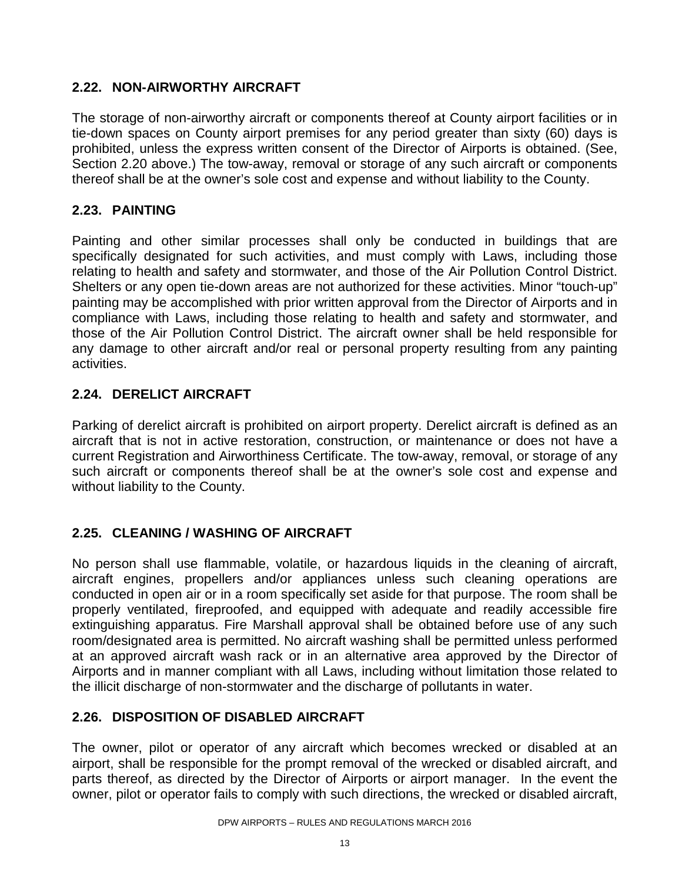### 2.22. NON-AIRWORTHY AIRCRAFT

The storage of non-airworthy aircraft or components thereof at County airport facilities or in tie-down spaces on County airport premises for any period greater than sixty (60) days is prohibited, unless the express written consent of the Director of Airports is obtained. (See, Section 2.20 above.) The tow-away, removal or storage of any such aircraft or components thereof shall be at the owner's sole cost and expense and without liability to the County.

### 2.23. PAINTING

Painting and other similar processes shall only be conducted in buildings that are specifically designated for such activities, and must comply with Laws, including those relating to health and safety and stormwater, and those of the Air Pollution Control District. Shelters or any open tie-down areas are not authorized for these activities. Minor "touch-up" painting may be accomplished with prior written approval from the Director of Airports and in compliance with Laws, including those relating to health and safety and stormwater, and those of the Air Pollution Control District. The aircraft owner shall be held responsible for any damage to other aircraft and/or real or personal property resulting from any painting activities.

### 2.24. DERELICT AIRCRAFT

Parking of derelict aircraft is prohibited on airport property. Derelict aircraft is defined as an aircraft that is not in active restoration, construction, or maintenance or does not have a current Registration and Airworthiness Certificate. The tow-away, removal, or storage of any such aircraft or components thereof shall be at the owner's sole cost and expense and without liability to the County.

### 2.25. CLEANING / WASHING OF AIRCRAFT

No person shall use flammable, volatile, or hazardous liquids in the cleaning of aircraft, aircraft engines, propellers and/or appliances unless such cleaning operations are conducted in open air or in a room specifically set aside for that purpose. The room shall be properly ventilated, fireproofed, and equipped with adequate and readily accessible fire extinguishing apparatus. Fire Marshall approval shall be obtained before use of any such room/designated area is permitted. No aircraft washing shall be permitted unless performed at an approved aircraft wash rack or in an alternative area approved by the Director of Airports and in manner compliant with all Laws, including without limitation those related to the illicit discharge of non-stormwater and the discharge of pollutants in water.

### 2.26. DISPOSITION OF DISABLED AIRCRAFT

The owner, pilot or operator of any aircraft which becomes wrecked or disabled at an airport, shall be responsible for the prompt removal of the wrecked or disabled aircraft, and parts thereof, as directed by the Director of Airports or airport manager. In the event the owner, pilot or operator fails to comply with such directions, the wrecked or disabled aircraft,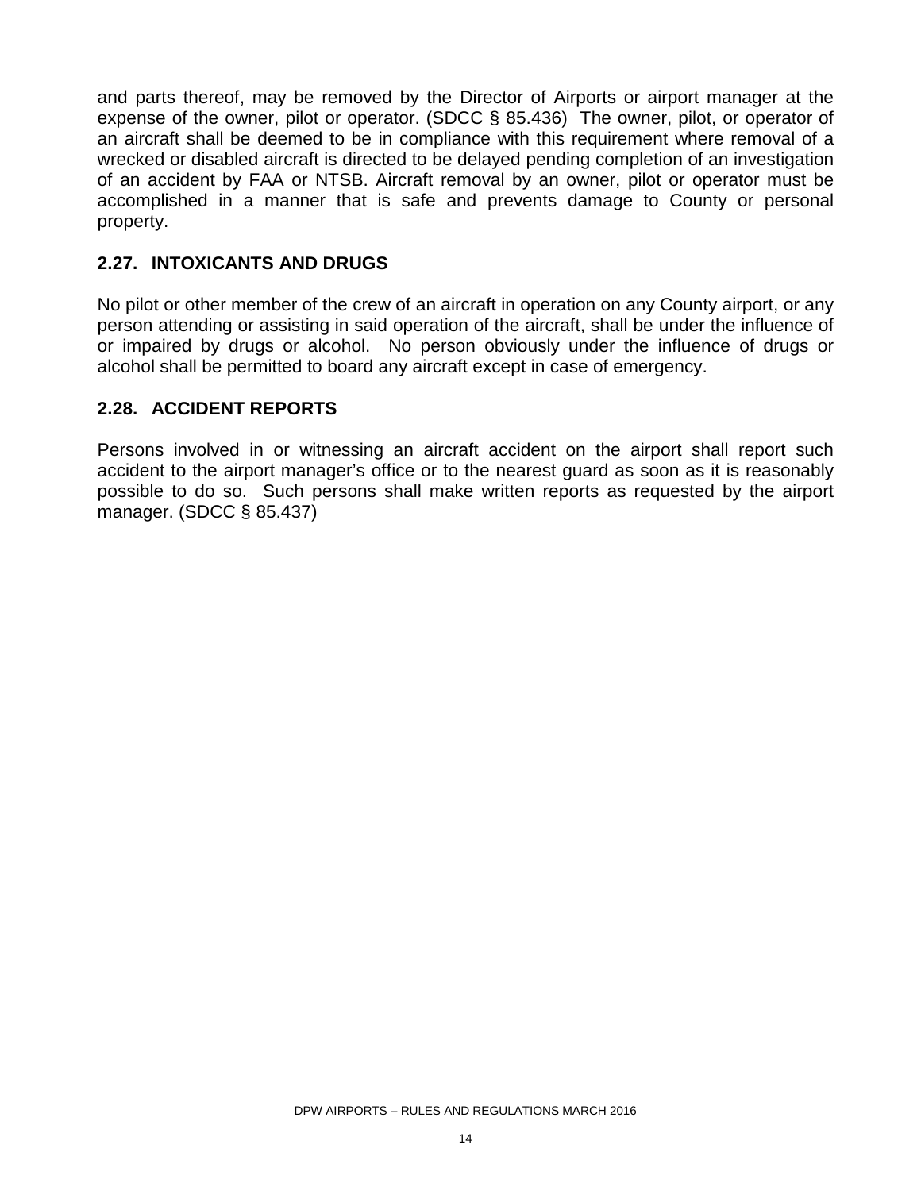and parts thereof, may be removed by the Director of Airports or airport manager at the expense of the owner, pilot or operator. (SDCC § 85.436) The owner, pilot, or operator of an aircraft shall be deemed to be in compliance with this requirement where removal of a wrecked or disabled aircraft is directed to be delayed pending completion of an investigation of an accident by FAA or NTSB. Aircraft removal by an owner, pilot or operator must be accomplished in a manner that is safe and prevents damage to County or personal property.

## 2.27. INTOXICANTS AND DRUGS

No pilot or other member of the crew of an aircraft in operation on any County airport, or any person attending or assisting in said operation of the aircraft, shall be under the influence of or impaired by drugs or alcohol. No person obviously under the influence of drugs or alcohol shall be permitted to board any aircraft except in case of emergency.

## 2.28. ACCIDENT REPORTS

Persons involved in or witnessing an aircraft accident on the airport shall report such accident to the airport manager's office or to the nearest guard as soon as it is reasonably possible to do so. Such persons shall make written reports as requested by the airport manager. (SDCC § 85.437)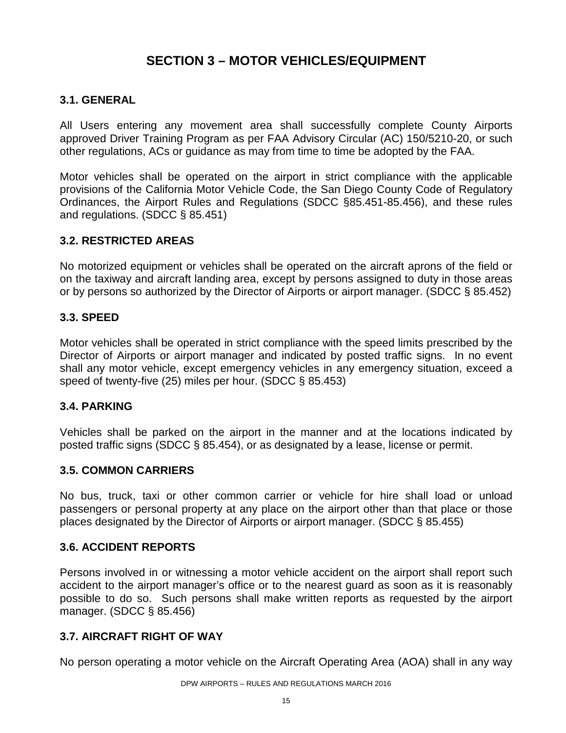# SECTION 3 – MOTOR VEHICLES/EQUIPMENT

## 3.1. GENERAL

All Users entering any movement area shall successfully complete County Airports approved Driver Training Program as per FAA Advisory Circular (AC) 150/5210-20, or such other regulations, ACs or guidance as may from time to time be adopted by the FAA.

Motor vehicles shall be operated on the airport in strict compliance with the applicable provisions of the California Motor Vehicle Code, the San Diego County Code of Regulatory Ordinances, the Airport Rules and Regulations (SDCC §85.451-85.456), and these rules and regulations. (SDCC § 85.451)

## 3.2. RESTRICTED AREAS

No motorized equipment or vehicles shall be operated on the aircraft aprons of the field or on the taxiway and aircraft landing area, except by persons assigned to duty in those areas or by persons so authorized by the Director of Airports or airport manager. (SDCC § 85.452)

## 3.3. SPEED

Motor vehicles shall be operated in strict compliance with the speed limits prescribed by the Director of Airports or airport manager and indicated by posted traffic signs. In no event shall any motor vehicle, except emergency vehicles in any emergency situation, exceed a speed of twenty-five (25) miles per hour. (SDCC § 85.453)

## 3.4. PARKING

Vehicles shall be parked on the airport in the manner and at the locations indicated by posted traffic signs (SDCC § 85.454), or as designated by a lease, license or permit.

## 3.5. COMMON CARRIERS

No bus, truck, taxi or other common carrier or vehicle for hire shall load or unload passengers or personal property at any place on the airport other than that place or those places designated by the Director of Airports or airport manager. (SDCC § 85.455)

## 3.6. ACCIDENT REPORTS

Persons involved in or witnessing a motor vehicle accident on the airport shall report such accident to the airport manager's office or to the nearest guard as soon as it is reasonably possible to do so. Such persons shall make written reports as requested by the airport manager. (SDCC § 85.456)

## 3.7. AIRCRAFT RIGHT OF WAY

No person operating a motor vehicle on the Aircraft Operating Area (AOA) shall in any way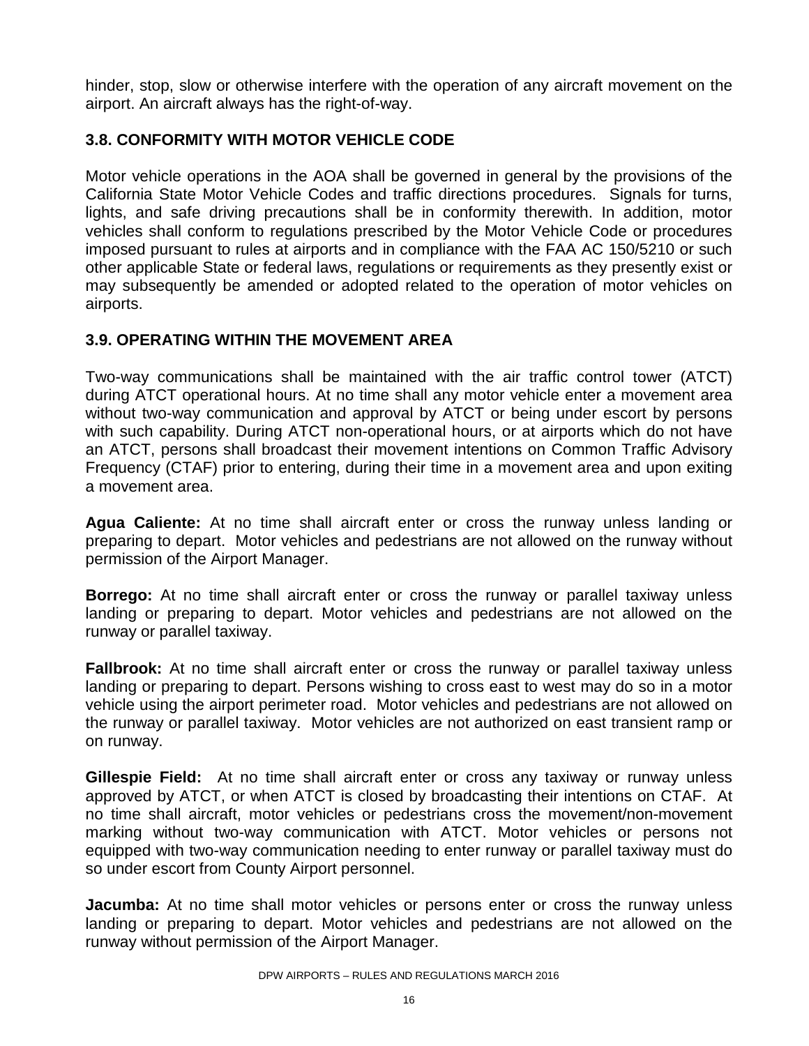hinder, stop, slow or otherwise interfere with the operation of any aircraft movement on the airport. An aircraft always has the right-of-way.

### 3.8. CONFORMITY WITH MOTOR VEHICLE CODE

Motor vehicle operations in the AOA shall be governed in general by the provisions of the California State Motor Vehicle Codes and traffic directions procedures. Signals for turns, lights, and safe driving precautions shall be in conformity therewith. In addition, motor vehicles shall conform to regulations prescribed by the Motor Vehicle Code or procedures imposed pursuant to rules at airports and in compliance with the FAA AC 150/5210 or such other applicable State or federal laws, regulations or requirements as they presently exist or may subsequently be amended or adopted related to the operation of motor vehicles on airports.

### 3.9. OPERATING WITHIN THE MOVEMENT AREA

Two-way communications shall be maintained with the air traffic control tower (ATCT) during ATCT operational hours. At no time shall any motor vehicle enter a movement area without two-way communication and approval by ATCT or being under escort by persons with such capability. During ATCT non-operational hours, or at airports which do not have an ATCT, persons shall broadcast their movement intentions on Common Traffic Advisory Frequency (CTAF) prior to entering, during their time in a movement area and upon exiting a movement area.

**Agua Caliente:** At no time shall aircraft enter or cross the runway unless landing or preparing to depart. Motor vehicles and pedestrians are not allowed on the runway without permission of the Airport Manager.

**Borrego:** At no time shall aircraft enter or cross the runway or parallel taxiway unless landing or preparing to depart. Motor vehicles and pedestrians are not allowed on the runway or parallel taxiway.

**Fallbrook:** At no time shall aircraft enter or cross the runway or parallel taxiway unless landing or preparing to depart. Persons wishing to cross east to west may do so in a motor vehicle using the airport perimeter road. Motor vehicles and pedestrians are not allowed on the runway or parallel taxiway. Motor vehicles are not authorized on east transient ramp or on runway.

**Gillespie Field:** At no time shall aircraft enter or cross any taxiway or runway unless approved by ATCT, or when ATCT is closed by broadcasting their intentions on CTAF. At no time shall aircraft, motor vehicles or pedestrians cross the movement/non-movement marking without two-way communication with ATCT. Motor vehicles or persons not equipped with two-way communication needing to enter runway or parallel taxiway must do so under escort from County Airport personnel.

**Jacumba:** At no time shall motor vehicles or persons enter or cross the runway unless landing or preparing to depart. Motor vehicles and pedestrians are not allowed on the runway without permission of the Airport Manager.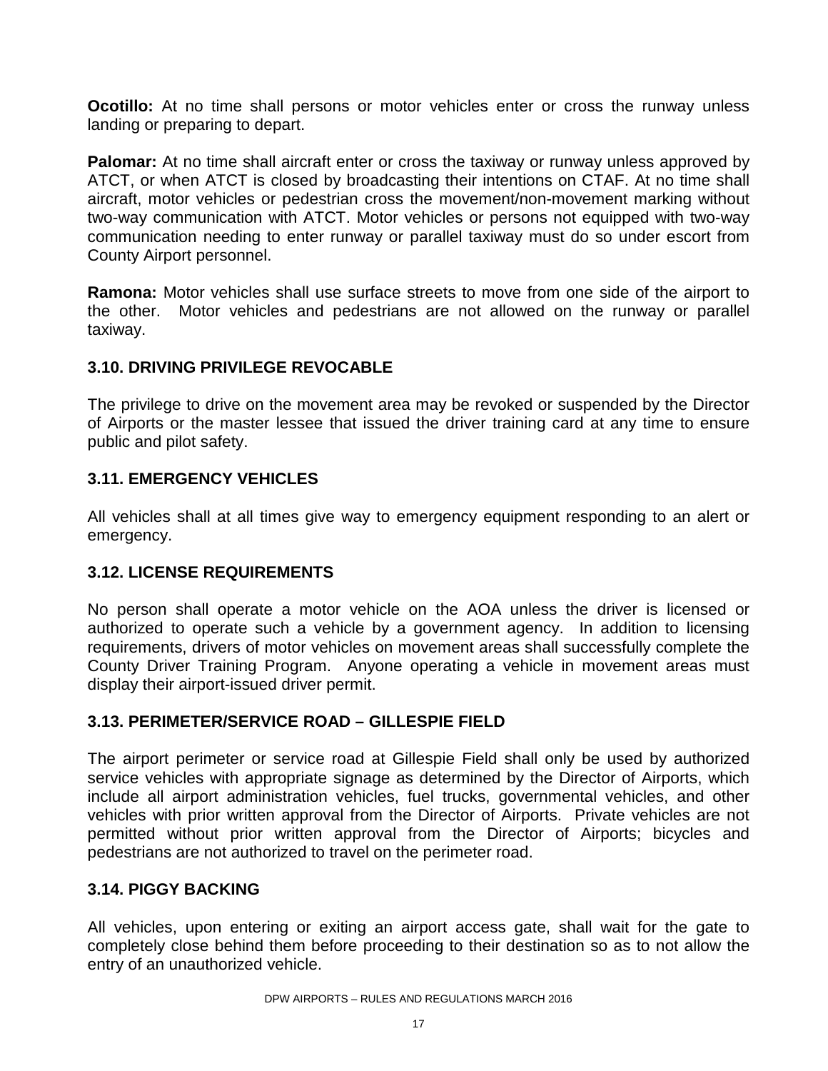**Ocotillo:** At no time shall persons or motor vehicles enter or cross the runway unless landing or preparing to depart.

**Palomar:** At no time shall aircraft enter or cross the taxiway or runway unless approved by ATCT, or when ATCT is closed by broadcasting their intentions on CTAF. At no time shall aircraft, motor vehicles or pedestrian cross the movement/non-movement marking without two-way communication with ATCT. Motor vehicles or persons not equipped with two-way communication needing to enter runway or parallel taxiway must do so under escort from County Airport personnel.

**Ramona:** Motor vehicles shall use surface streets to move from one side of the airport to the other. Motor vehicles and pedestrians are not allowed on the runway or parallel taxiway.

### 3.10. DRIVING PRIVILEGE REVOCABLE

The privilege to drive on the movement area may be revoked or suspended by the Director of Airports or the master lessee that issued the driver training card at any time to ensure public and pilot safety.

### 3.11. EMERGENCY VEHICLES

All vehicles shall at all times give way to emergency equipment responding to an alert or emergency.

### 3.12. LICENSE REQUIREMENTS

No person shall operate a motor vehicle on the AOA unless the driver is licensed or authorized to operate such a vehicle by a government agency. In addition to licensing requirements, drivers of motor vehicles on movement areas shall successfully complete the County Driver Training Program. Anyone operating a vehicle in movement areas must display their airport-issued driver permit.

### 3.13. PERIMETER/SERVICE ROAD – GILLESPIE FIELD

The airport perimeter or service road at Gillespie Field shall only be used by authorized service vehicles with appropriate signage as determined by the Director of Airports, which include all airport administration vehicles, fuel trucks, governmental vehicles, and other vehicles with prior written approval from the Director of Airports. Private vehicles are not permitted without prior written approval from the Director of Airports; bicycles and pedestrians are not authorized to travel on the perimeter road.

### 3.14. PIGGY BACKING

All vehicles, upon entering or exiting an airport access gate, shall wait for the gate to completely close behind them before proceeding to their destination so as to not allow the entry of an unauthorized vehicle.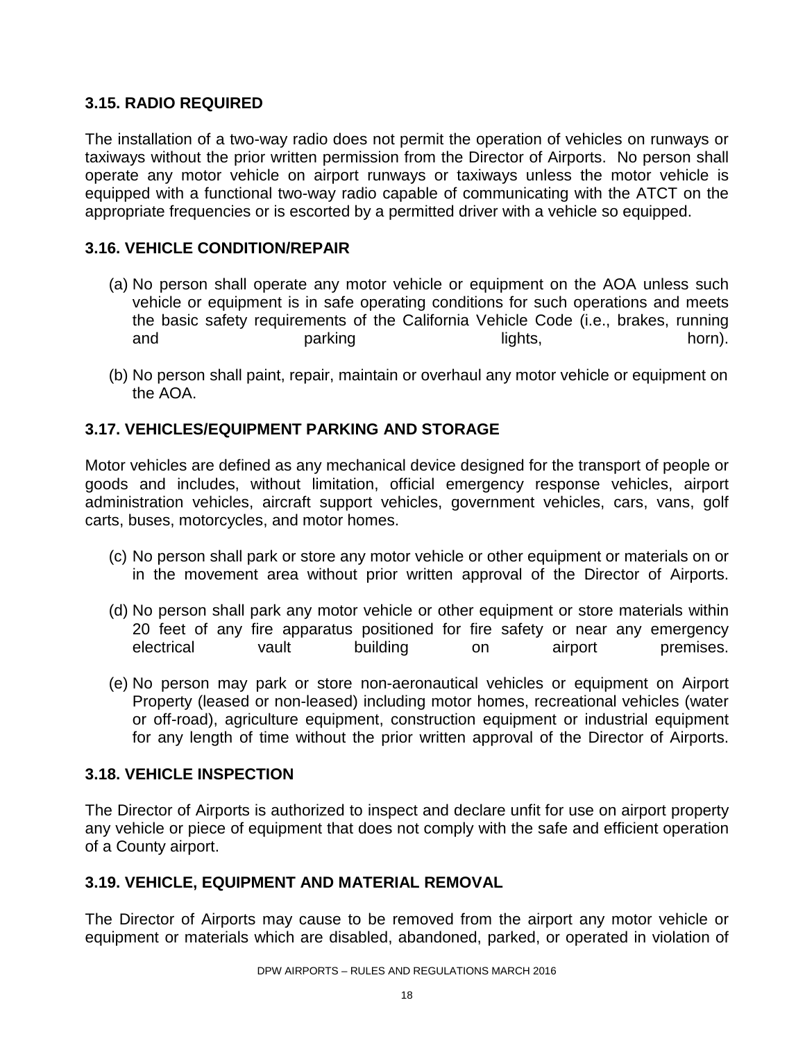### 3.15. RADIO REQUIRED

The installation of a two-way radio does not permit the operation of vehicles on runways or taxiways without the prior written permission from the Director of Airports. No person shall operate any motor vehicle on airport runways or taxiways unless the motor vehicle is equipped with a functional two-way radio capable of communicating with the ATCT on the appropriate frequencies or is escorted by a permitted driver with a vehicle so equipped.

### 3.16. VEHICLE CONDITION/REPAIR

(a) No person shall operate any motor vehicle or equipment on the AOA unless such vehicle or equipment is in safe operating conditions for such operations and meets the basic safety requirements of the California Vehicle Code (i.e., brakes, running and parking lights, horn).

(b) No person shall paint, repair, maintain or overhaul any motor vehicle or equipment on the AOA.

### 3.17. VEHICLES/EQUIPMENT PARKING AND STORAGE

Motor vehicles are defined as any mechanical device designed for the transport of people or goods and includes, without limitation, official emergency response vehicles, airport administration vehicles, aircraft support vehicles, government vehicles, cars, vans, golf carts, buses, motorcycles, and motor homes.

(c) No person shall park or store any motor vehicle or other equipment or materials on or in the movement area without prior written approval of the Director of Airports.

(d) No person shall park any motor vehicle or other equipment or store materials within 20 feet of any fire apparatus positioned for fire safety or near any emergency electrical vault building on airport premises.

(e) No person may park or store non-aeronautical vehicles or equipment on Airport Property (leased or non-leased) including motor homes, recreational vehicles (water or off-road), agriculture equipment, construction equipment or industrial equipment for any length of time without the prior written approval of the Director of Airports.

### 3.18. VEHICLE INSPECTION

The Director of Airports is authorized to inspect and declare unfit for use on airport property any vehicle or piece of equipment that does not comply with the safe and efficient operation of a County airport.

### 3.19. VEHICLE, EQUIPMENT AND MATERIAL REMOVAL

The Director of Airports may cause to be removed from the airport any motor vehicle or equipment or materials which are disabled, abandoned, parked, or operated in violation of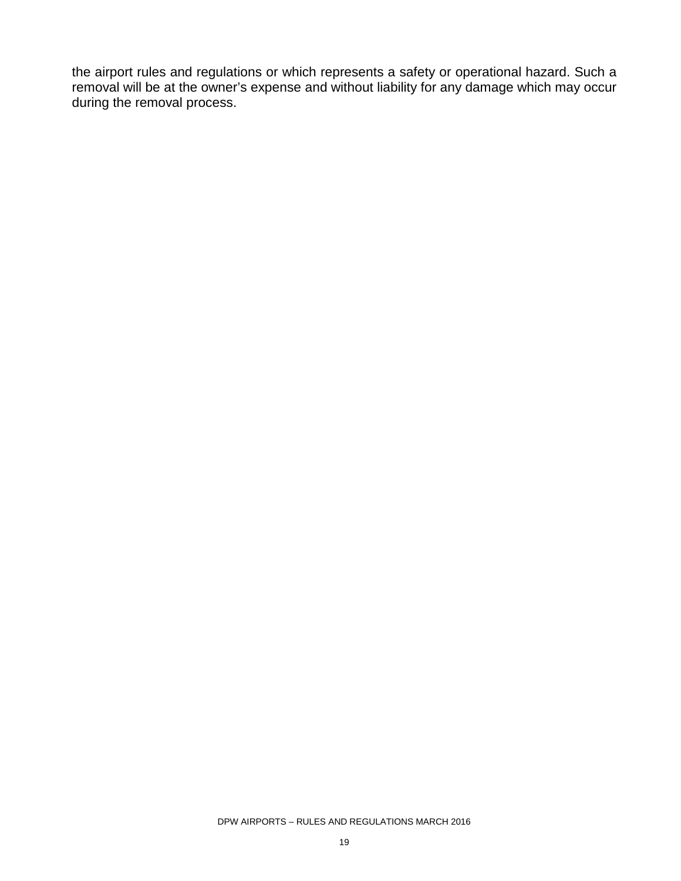the airport rules and regulations or which represents a safety or operational hazard. Such a removal will be at the owner's expense and without liability for any damage which may occur during the removal process.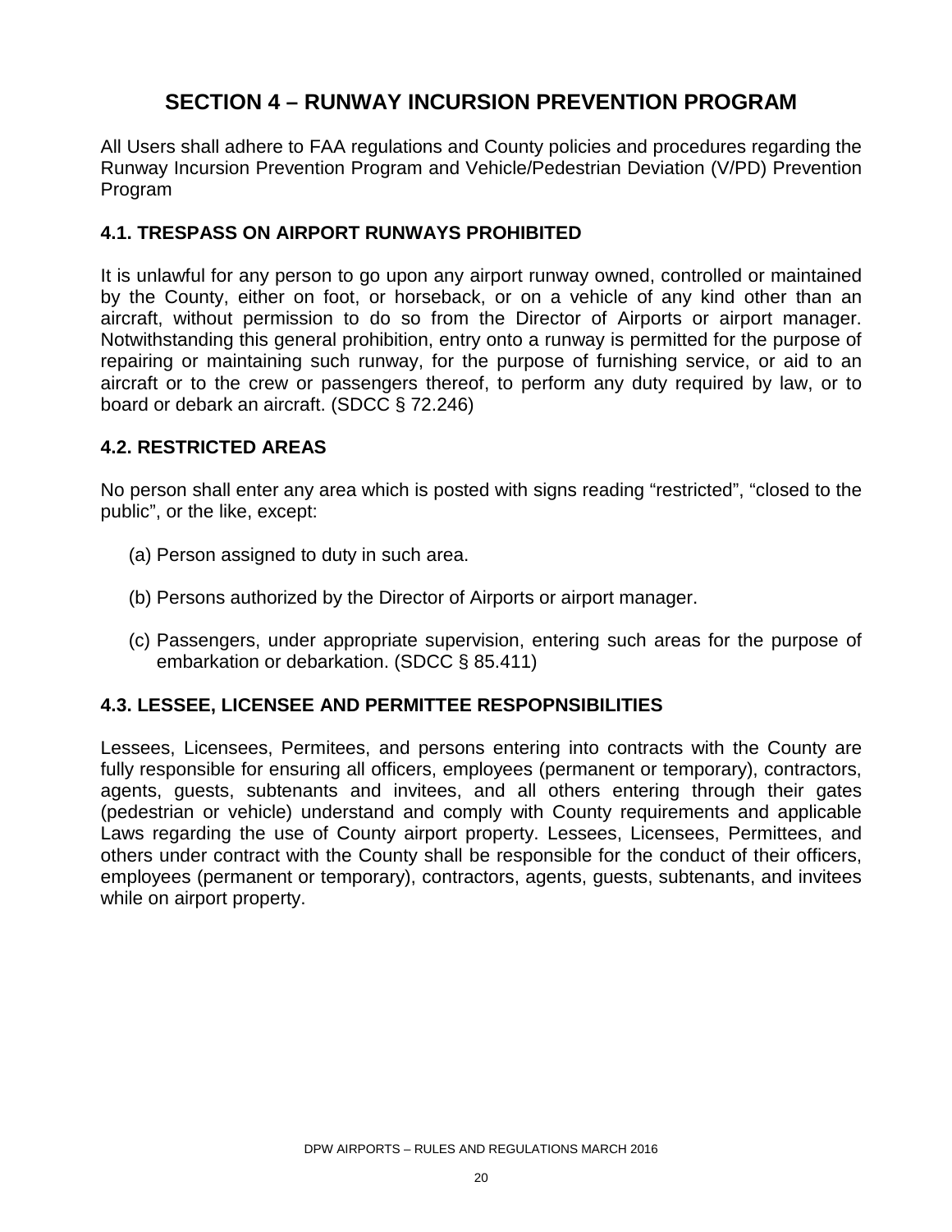# SECTION 4 – RUNWAY INCURSION PREVENTION PROGRAM

All Users shall adhere to FAA regulations and County policies and procedures regarding the Runway Incursion Prevention Program and Vehicle/Pedestrian Deviation (V/PD) Prevention Program

## 4.1. TRESPASS ON AIRPORT RUNWAYS PROHIBITED

It is unlawful for any person to go upon any airport runway owned, controlled or maintained by the County, either on foot, or horseback, or on a vehicle of any kind other than an aircraft, without permission to do so from the Director of Airports or airport manager. Notwithstanding this general prohibition, entry onto a runway is permitted for the purpose of repairing or maintaining such runway, for the purpose of furnishing service, or aid to an aircraft or to the crew or passengers thereof, to perform any duty required by law, or to board or debark an aircraft. (SDCC § 72.246)

## 4.2. RESTRICTED AREAS

No person shall enter any area which is posted with signs reading "restricted", "closed to the public", or the like, except:

(a) Person assigned to duty in such area.

(b) Persons authorized by the Director of Airports or airport manager.

(c) Passengers, under appropriate supervision, entering such areas for the purpose of embarkation or debarkation. (SDCC § 85.411)

## 4.3. LESSEE, LICENSEE AND PERMITTEE RESPOPNSIBILITIES

Lessees, Licensees, Permitees, and persons entering into contracts with the County are fully responsible for ensuring all officers, employees (permanent or temporary), contractors, agents, guests, subtenants and invitees, and all others entering through their gates (pedestrian or vehicle) understand and comply with County requirements and applicable Laws regarding the use of County airport property. Lessees, Licensees, Permittees, and others under contract with the County shall be responsible for the conduct of their officers, employees (permanent or temporary), contractors, agents, guests, subtenants, and invitees while on airport property.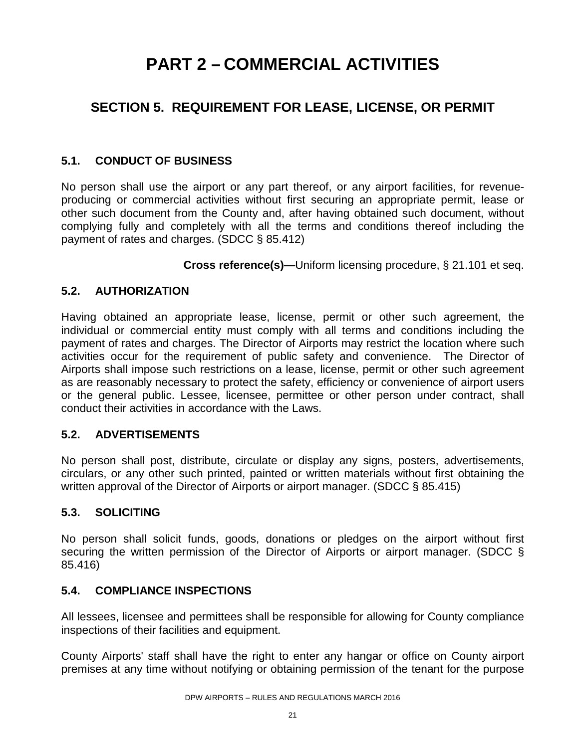# PART 2 – COMMERCIAL ACTIVITIES

## SECTION 5. REQUIREMENT FOR LEASE, LICENSE, OR PERMIT

### 5.1. CONDUCT OF BUSINESS

No person shall use the airport or any part thereof, or any airport facilities, for revenue-producing or commercial activities without first securing an appropriate permit, lease or other such document from the County and, after having obtained such document, without complying fully and completely with all the terms and conditions thereof including the payment of rates and charges. (SDCC § 85.412)

**Cross reference(s)—**Uniform licensing procedure, § 21.101 et seq.

### 5.2. AUTHORIZATION

Having obtained an appropriate lease, license, permit or other such agreement, the individual or commercial entity must comply with all terms and conditions including the payment of rates and charges. The Director of Airports may restrict the location where such activities occur for the requirement of public safety and convenience. The Director of Airports shall impose such restrictions on a lease, license, permit or other such agreement as are reasonably necessary to protect the safety, efficiency or convenience of airport users or the general public. Lessee, licensee, permittee or other person under contract, shall conduct their activities in accordance with the Laws.

### 5.2. ADVERTISEMENTS

No person shall post, distribute, circulate or display any signs, posters, advertisements, circulars, or any other such printed, painted or written materials without first obtaining the written approval of the Director of Airports or airport manager. (SDCC § 85.415)

### 5.3. SOLICITING

No person shall solicit funds, goods, donations or pledges on the airport without first securing the written permission of the Director of Airports or airport manager. (SDCC § 85.416)

### 5.4. COMPLIANCE INSPECTIONS

All lessees, licensee and permittees shall be responsible for allowing for County compliance inspections of their facilities and equipment.

County Airports' staff shall have the right to enter any hangar or office on County airport premises at any time without notifying or obtaining permission of the tenant for the purpose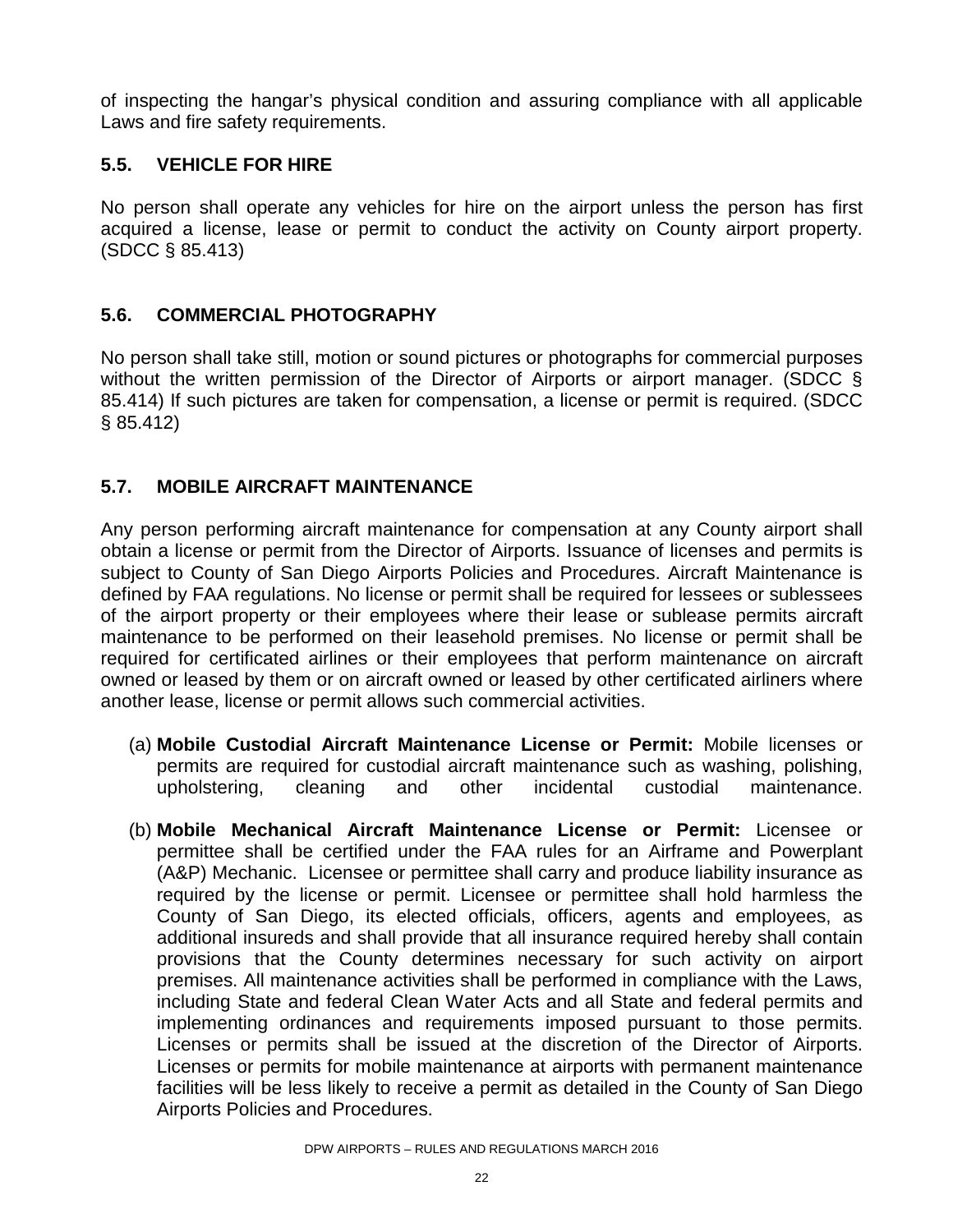of inspecting the hangar's physical condition and assuring compliance with all applicable Laws and fire safety requirements.

## 5.5. VEHICLE FOR HIRE

No person shall operate any vehicles for hire on the airport unless the person has first acquired a license, lease or permit to conduct the activity on County airport property. (SDCC § 85.413)

## 5.6. COMMERCIAL PHOTOGRAPHY

No person shall take still, motion or sound pictures or photographs for commercial purposes without the written permission of the Director of Airports or airport manager. (SDCC § 85.414) If such pictures are taken for compensation, a license or permit is required. (SDCC § 85.412)

## 5.7. MOBILE AIRCRAFT MAINTENANCE

Any person performing aircraft maintenance for compensation at any County airport shall obtain a license or permit from the Director of Airports. Issuance of licenses and permits is subject to County of San Diego Airports Policies and Procedures. Aircraft Maintenance is defined by FAA regulations. No license or permit shall be required for lessees or sublessees of the airport property or their employees where their lease or sublease permits aircraft maintenance to be performed on their leasehold premises. No license or permit shall be required for certificated airlines or their employees that perform maintenance on aircraft owned or leased by them or on aircraft owned or leased by other certificated airliners where another lease, license or permit allows such commercial activities.

(a) **Mobile Custodial Aircraft Maintenance License or Permit:** Mobile licenses or permits are required for custodial aircraft maintenance such as washing, polishing, upholstering, cleaning and other incidental custodial maintenance.

(b) **Mobile Mechanical Aircraft Maintenance License or Permit:** Licensee or permittee shall be certified under the FAA rules for an Airframe and Powerplant (A&P) Mechanic. Licensee or permittee shall carry and produce liability insurance as required by the license or permit. Licensee or permittee shall hold harmless the County of San Diego, its elected officials, officers, agents and employees, as additional insureds and shall provide that all insurance required hereby shall contain provisions that the County determines necessary for such activity on airport premises. All maintenance activities shall be performed in compliance with the Laws, including State and federal Clean Water Acts and all State and federal permits and implementing ordinances and requirements imposed pursuant to those permits. Licenses or permits shall be issued at the discretion of the Director of Airports. Licenses or permits for mobile maintenance at airports with permanent maintenance facilities will be less likely to receive a permit as detailed in the County of San Diego Airports Policies and Procedures.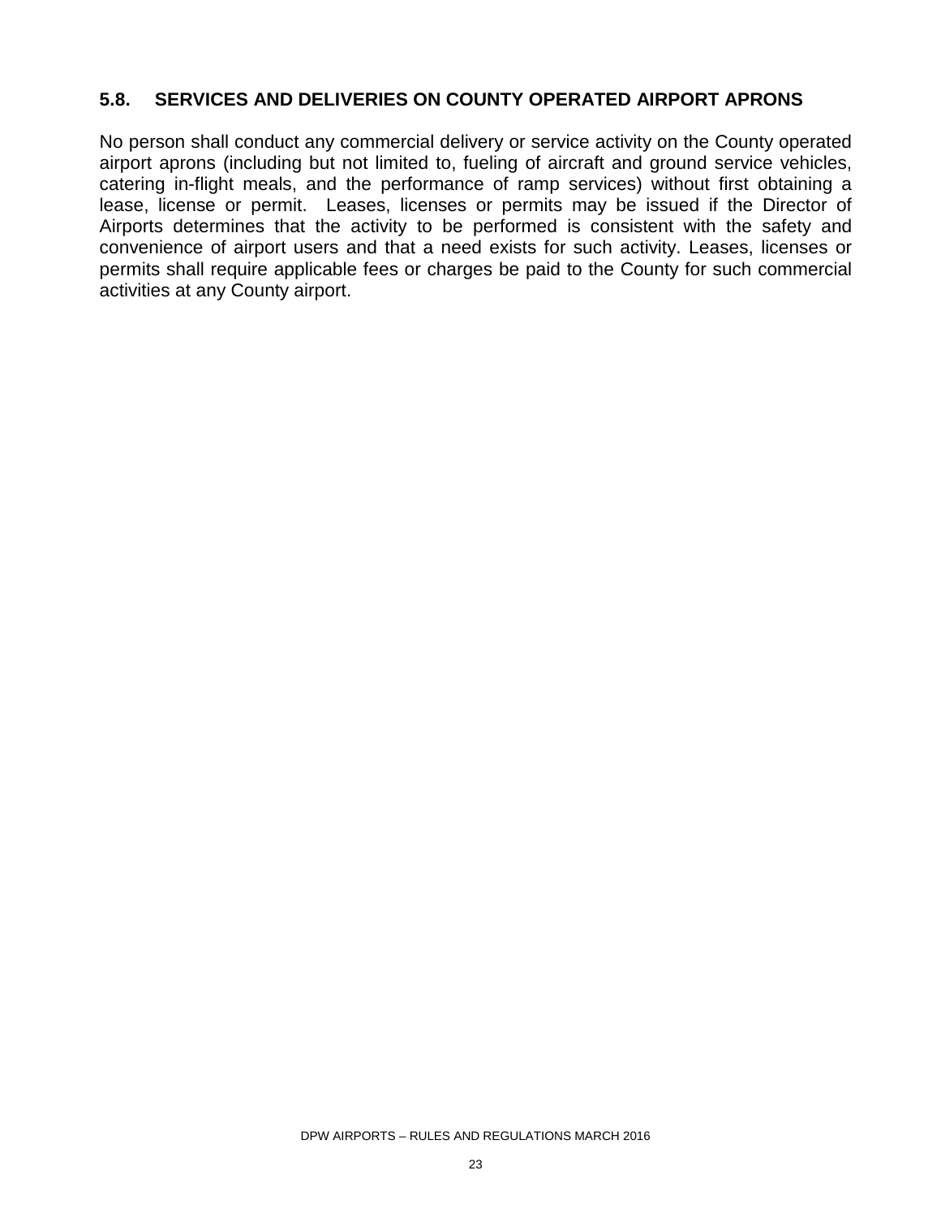## 5.8. SERVICES AND DELIVERIES ON COUNTY OPERATED AIRPORT APRONS

No person shall conduct any commercial delivery or service activity on the County operated airport aprons (including but not limited to, fueling of aircraft and ground service vehicles, catering in-flight meals, and the performance of ramp services) without first obtaining a lease, license or permit. Leases, licenses or permits may be issued if the Director of Airports determines that the activity to be performed is consistent with the safety and convenience of airport users and that a need exists for such activity. Leases, licenses or permits shall require applicable fees or charges be paid to the County for such commercial activities at any County airport.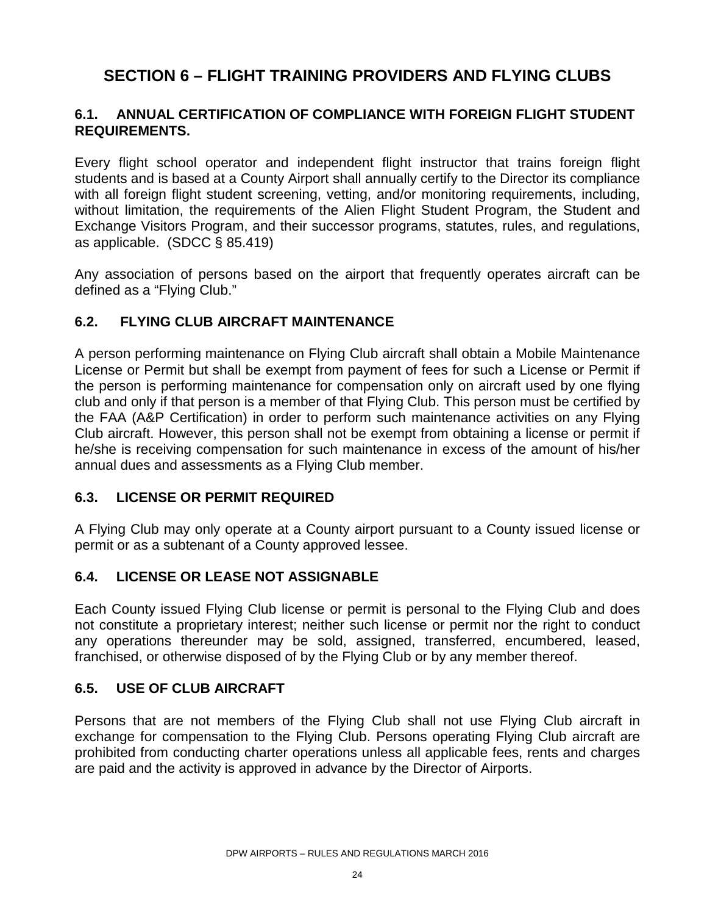# SECTION 6 – FLIGHT TRAINING PROVIDERS AND FLYING CLUBS

## 6.1. ANNUAL CERTIFICATION OF COMPLIANCE WITH FOREIGN FLIGHT STUDENT REQUIREMENTS.

Every flight school operator and independent flight instructor that trains foreign flight students and is based at a County Airport shall annually certify to the Director its compliance with all foreign flight student screening, vetting, and/or monitoring requirements, including, without limitation, the requirements of the Alien Flight Student Program, the Student and Exchange Visitors Program, and their successor programs, statutes, rules, and regulations, as applicable. (SDCC § 85.419)

Any association of persons based on the airport that frequently operates aircraft can be defined as a "Flying Club."

## 6.2. FLYING CLUB AIRCRAFT MAINTENANCE

A person performing maintenance on Flying Club aircraft shall obtain a Mobile Maintenance License or Permit but shall be exempt from payment of fees for such a License or Permit if the person is performing maintenance for compensation only on aircraft used by one flying club and only if that person is a member of that Flying Club. This person must be certified by the FAA (A&P Certification) in order to perform such maintenance activities on any Flying Club aircraft. However, this person shall not be exempt from obtaining a license or permit if he/she is receiving compensation for such maintenance in excess of the amount of his/her annual dues and assessments as a Flying Club member.

## 6.3. LICENSE OR PERMIT REQUIRED

A Flying Club may only operate at a County airport pursuant to a County issued license or permit or as a subtenant of a County approved lessee.

## 6.4. LICENSE OR LEASE NOT ASSIGNABLE

Each County issued Flying Club license or permit is personal to the Flying Club and does not constitute a proprietary interest; neither such license or permit nor the right to conduct any operations thereunder may be sold, assigned, transferred, encumbered, leased, franchised, or otherwise disposed of by the Flying Club or by any member thereof.

## 6.5. USE OF CLUB AIRCRAFT

Persons that are not members of the Flying Club shall not use Flying Club aircraft in exchange for compensation to the Flying Club. Persons operating Flying Club aircraft are prohibited from conducting charter operations unless all applicable fees, rents and charges are paid and the activity is approved in advance by the Director of Airports.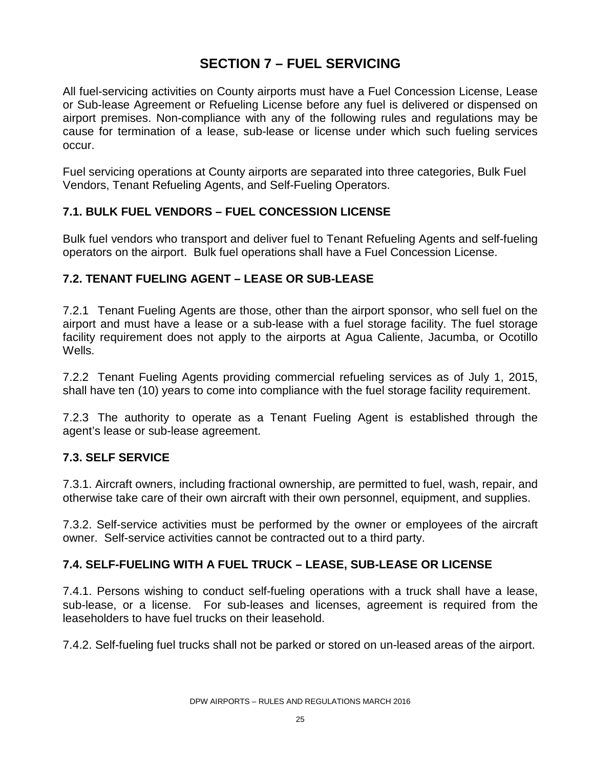# SECTION 7 – FUEL SERVICING

All fuel-servicing activities on County airports must have a Fuel Concession License, Lease or Sub-lease Agreement or Refueling License before any fuel is delivered or dispensed on airport premises. Non-compliance with any of the following rules and regulations may be cause for termination of a lease, sub-lease or license under which such fueling services occur.

Fuel servicing operations at County airports are separated into three categories, Bulk Fuel Vendors, Tenant Refueling Agents, and Self-Fueling Operators.

## 7.1. BULK FUEL VENDORS – FUEL CONCESSION LICENSE

Bulk fuel vendors who transport and deliver fuel to Tenant Refueling Agents and self-fueling operators on the airport. Bulk fuel operations shall have a Fuel Concession License.

## 7.2. TENANT FUELING AGENT – LEASE OR SUB-LEASE

7.2.1 Tenant Fueling Agents are those, other than the airport sponsor, who sell fuel on the airport and must have a lease or a sub-lease with a fuel storage facility. The fuel storage facility requirement does not apply to the airports at Agua Caliente, Jacumba, or Ocotillo Wells.

7.2.2 Tenant Fueling Agents providing commercial refueling services as of July 1, 2015, shall have ten (10) years to come into compliance with the fuel storage facility requirement.

7.2.3 The authority to operate as a Tenant Fueling Agent is established through the agent's lease or sub-lease agreement.

## 7.3. SELF SERVICE

7.3.1. Aircraft owners, including fractional ownership, are permitted to fuel, wash, repair, and otherwise take care of their own aircraft with their own personnel, equipment, and supplies.

7.3.2. Self-service activities must be performed by the owner or employees of the aircraft owner. Self-service activities cannot be contracted out to a third party.

## 7.4. SELF-FUELING WITH A FUEL TRUCK – LEASE, SUB-LEASE OR LICENSE

7.4.1. Persons wishing to conduct self-fueling operations with a truck shall have a lease, sub-lease, or a license. For sub-leases and licenses, agreement is required from the leaseholders to have fuel trucks on their leasehold.

7.4.2. Self-fueling fuel trucks shall not be parked or stored on un-leased areas of the airport.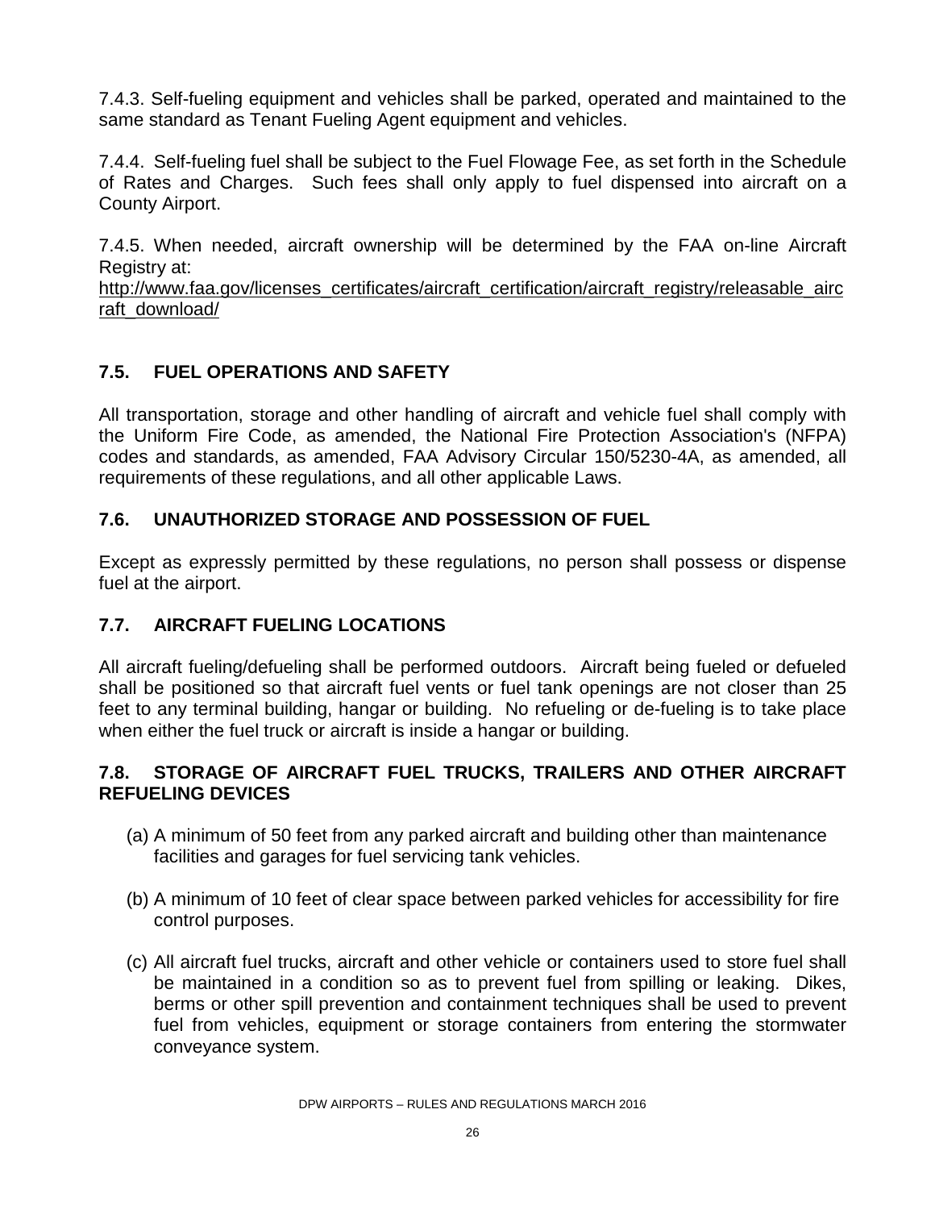7.4.3. Self-fueling equipment and vehicles shall be parked, operated and maintained to the same standard as Tenant Fueling Agent equipment and vehicles.

7.4.4. Self-fueling fuel shall be subject to the Fuel Flowage Fee, as set forth in the Schedule of Rates and Charges. Such fees shall only apply to fuel dispensed into aircraft on a County Airport.

7.4.5. When needed, aircraft ownership will be determined by the FAA on-line Aircraft Registry at:
http://www.faa.gov/licenses_certificates/aircraft_certification/aircraft_registry/releasable_aircraft_download/

## 7.5. FUEL OPERATIONS AND SAFETY

All transportation, storage and other handling of aircraft and vehicle fuel shall comply with the Uniform Fire Code, as amended, the National Fire Protection Association's (NFPA) codes and standards, as amended, FAA Advisory Circular 150/5230-4A, as amended, all requirements of these regulations, and all other applicable Laws.

## 7.6. UNAUTHORIZED STORAGE AND POSSESSION OF FUEL

Except as expressly permitted by these regulations, no person shall possess or dispense fuel at the airport.

## 7.7. AIRCRAFT FUELING LOCATIONS

All aircraft fueling/defueling shall be performed outdoors. Aircraft being fueled or defueled shall be positioned so that aircraft fuel vents or fuel tank openings are not closer than 25 feet to any terminal building, hangar or building. No refueling or de-fueling is to take place when either the fuel truck or aircraft is inside a hangar or building.

## 7.8. STORAGE OF AIRCRAFT FUEL TRUCKS, TRAILERS AND OTHER AIRCRAFT REFUELING DEVICES

(a) A minimum of 50 feet from any parked aircraft and building other than maintenance facilities and garages for fuel servicing tank vehicles.

(b) A minimum of 10 feet of clear space between parked vehicles for accessibility for fire control purposes.

(c) All aircraft fuel trucks, aircraft and other vehicle or containers used to store fuel shall be maintained in a condition so as to prevent fuel from spilling or leaking. Dikes, berms or other spill prevention and containment techniques shall be used to prevent fuel from vehicles, equipment or storage containers from entering the stormwater conveyance system.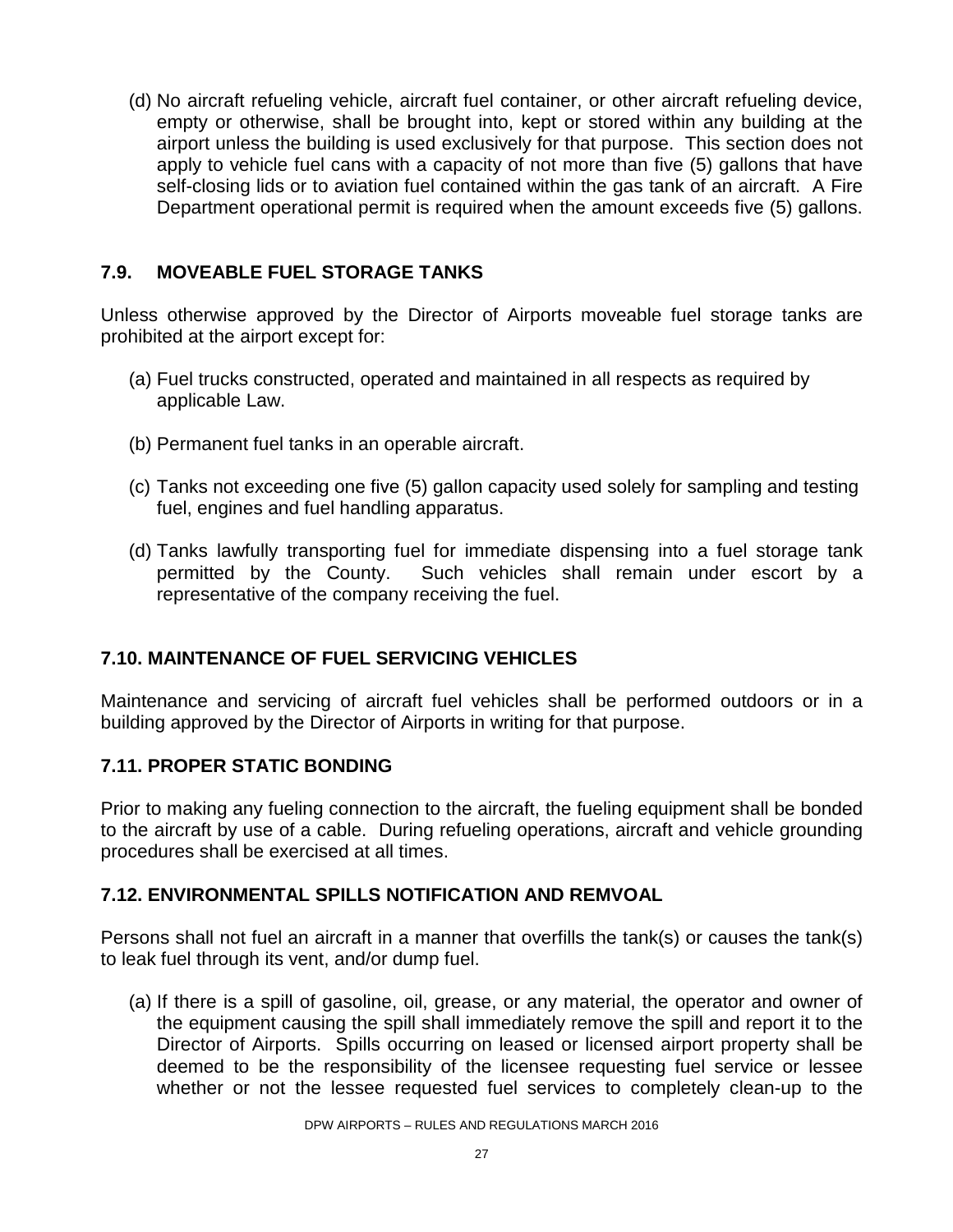(d) No aircraft refueling vehicle, aircraft fuel container, or other aircraft refueling device, empty or otherwise, shall be brought into, kept or stored within any building at the airport unless the building is used exclusively for that purpose. This section does not apply to vehicle fuel cans with a capacity of not more than five (5) gallons that have self-closing lids or to aviation fuel contained within the gas tank of an aircraft. A Fire Department operational permit is required when the amount exceeds five (5) gallons.

## 7.9. MOVEABLE FUEL STORAGE TANKS

Unless otherwise approved by the Director of Airports moveable fuel storage tanks are prohibited at the airport except for:

(a) Fuel trucks constructed, operated and maintained in all respects as required by applicable Law.

(b) Permanent fuel tanks in an operable aircraft.

(c) Tanks not exceeding one five (5) gallon capacity used solely for sampling and testing fuel, engines and fuel handling apparatus.

(d) Tanks lawfully transporting fuel for immediate dispensing into a fuel storage tank permitted by the County. Such vehicles shall remain under escort by a representative of the company receiving the fuel.

## 7.10. MAINTENANCE OF FUEL SERVICING VEHICLES

Maintenance and servicing of aircraft fuel vehicles shall be performed outdoors or in a building approved by the Director of Airports in writing for that purpose.

## 7.11. PROPER STATIC BONDING

Prior to making any fueling connection to the aircraft, the fueling equipment shall be bonded to the aircraft by use of a cable. During refueling operations, aircraft and vehicle grounding procedures shall be exercised at all times.

## 7.12. ENVIRONMENTAL SPILLS NOTIFICATION AND REMVOAL

Persons shall not fuel an aircraft in a manner that overfills the tank(s) or causes the tank(s) to leak fuel through its vent, and/or dump fuel.

(a) If there is a spill of gasoline, oil, grease, or any material, the operator and owner of the equipment causing the spill shall immediately remove the spill and report it to the Director of Airports. Spills occurring on leased or licensed airport property shall be deemed to be the responsibility of the licensee requesting fuel service or lessee whether or not the lessee requested fuel services to completely clean-up to the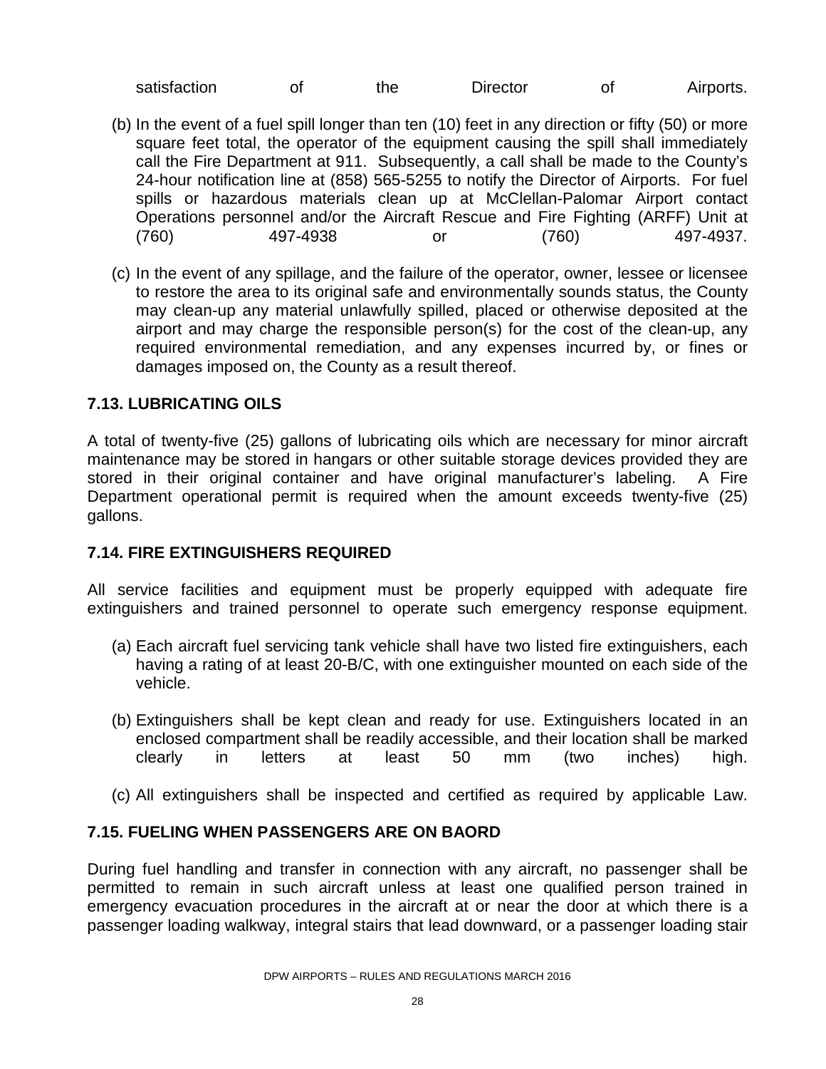satisfaction of the Director of Airports.

(b) In the event of a fuel spill longer than ten (10) feet in any direction or fifty (50) or more square feet total, the operator of the equipment causing the spill shall immediately call the Fire Department at 911. Subsequently, a call shall be made to the County's 24-hour notification line at (858) 565-5255 to notify the Director of Airports. For fuel spills or hazardous materials clean up at McClellan-Palomar Airport contact Operations personnel and/or the Aircraft Rescue and Fire Fighting (ARFF) Unit at (760) 497-4938 or (760) 497-4937.

(c) In the event of any spillage, and the failure of the operator, owner, lessee or licensee to restore the area to its original safe and environmentally sounds status, the County may clean-up any material unlawfully spilled, placed or otherwise deposited at the airport and may charge the responsible person(s) for the cost of the clean-up, any required environmental remediation, and any expenses incurred by, or fines or damages imposed on, the County as a result thereof.

### 7.13. LUBRICATING OILS

A total of twenty-five (25) gallons of lubricating oils which are necessary for minor aircraft maintenance may be stored in hangars or other suitable storage devices provided they are stored in their original container and have original manufacturer's labeling. A Fire Department operational permit is required when the amount exceeds twenty-five (25) gallons.

### 7.14. FIRE EXTINGUISHERS REQUIRED

All service facilities and equipment must be properly equipped with adequate fire extinguishers and trained personnel to operate such emergency response equipment.

(a) Each aircraft fuel servicing tank vehicle shall have two listed fire extinguishers, each having a rating of at least 20-B/C, with one extinguisher mounted on each side of the vehicle.

(b) Extinguishers shall be kept clean and ready for use. Extinguishers located in an enclosed compartment shall be readily accessible, and their location shall be marked clearly in letters at least 50 mm (two inches) high.

(c) All extinguishers shall be inspected and certified as required by applicable Law.

### 7.15. FUELING WHEN PASSENGERS ARE ON BAORD

During fuel handling and transfer in connection with any aircraft, no passenger shall be permitted to remain in such aircraft unless at least one qualified person trained in emergency evacuation procedures in the aircraft at or near the door at which there is a passenger loading walkway, integral stairs that lead downward, or a passenger loading stair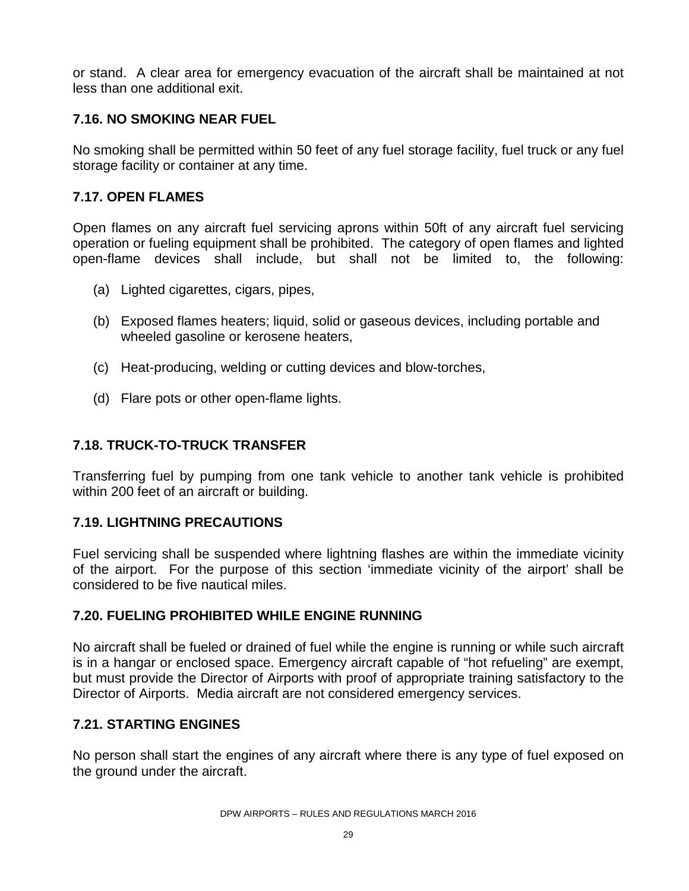or stand. A clear area for emergency evacuation of the aircraft shall be maintained at not less than one additional exit.

## 7.16. NO SMOKING NEAR FUEL

No smoking shall be permitted within 50 feet of any fuel storage facility, fuel truck or any fuel storage facility or container at any time.

## 7.17. OPEN FLAMES

Open flames on any aircraft fuel servicing aprons within 50ft of any aircraft fuel servicing operation or fueling equipment shall be prohibited. The category of open flames and lighted open-flame devices shall include, but shall not be limited to, the following:

(a) Lighted cigarettes, cigars, pipes,

(b) Exposed flames heaters; liquid, solid or gaseous devices, including portable and wheeled gasoline or kerosene heaters,

(c) Heat-producing, welding or cutting devices and blow-torches,

(d) Flare pots or other open-flame lights.

## 7.18. TRUCK-TO-TRUCK TRANSFER

Transferring fuel by pumping from one tank vehicle to another tank vehicle is prohibited within 200 feet of an aircraft or building.

## 7.19. LIGHTNING PRECAUTIONS

Fuel servicing shall be suspended where lightning flashes are within the immediate vicinity of the airport. For the purpose of this section 'immediate vicinity of the airport' shall be considered to be five nautical miles.

## 7.20. FUELING PROHIBITED WHILE ENGINE RUNNING

No aircraft shall be fueled or drained of fuel while the engine is running or while such aircraft is in a hangar or enclosed space. Emergency aircraft capable of "hot refueling" are exempt, but must provide the Director of Airports with proof of appropriate training satisfactory to the Director of Airports. Media aircraft are not considered emergency services.

## 7.21. STARTING ENGINES

No person shall start the engines of any aircraft where there is any type of fuel exposed on the ground under the aircraft.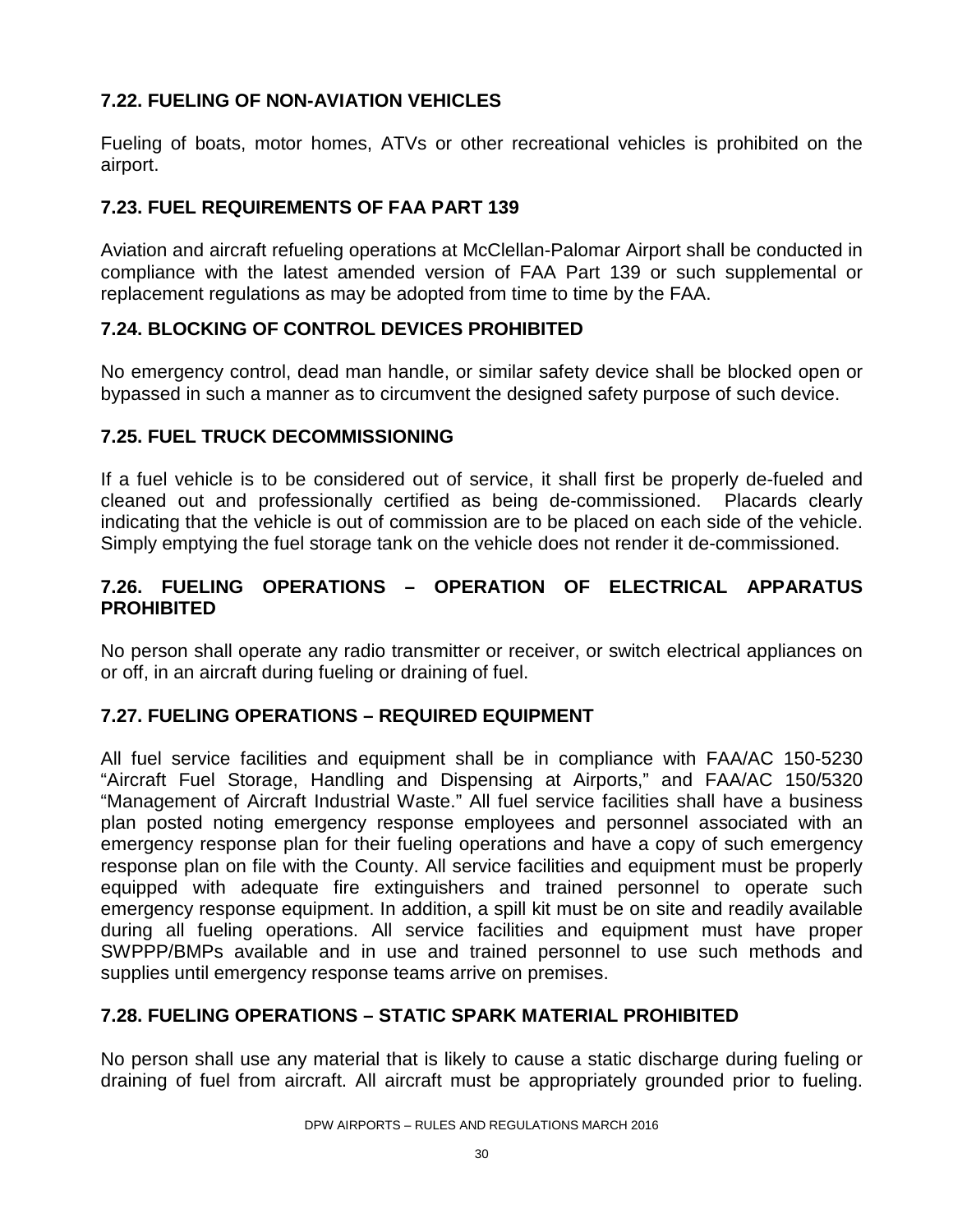### 7.22. FUELING OF NON-AVIATION VEHICLES

Fueling of boats, motor homes, ATVs or other recreational vehicles is prohibited on the airport.

### 7.23. FUEL REQUIREMENTS OF FAA PART 139

Aviation and aircraft refueling operations at McClellan-Palomar Airport shall be conducted in compliance with the latest amended version of FAA Part 139 or such supplemental or replacement regulations as may be adopted from time to time by the FAA.

### 7.24. BLOCKING OF CONTROL DEVICES PROHIBITED

No emergency control, dead man handle, or similar safety device shall be blocked open or bypassed in such a manner as to circumvent the designed safety purpose of such device.

### 7.25. FUEL TRUCK DECOMMISSIONING

If a fuel vehicle is to be considered out of service, it shall first be properly de-fueled and cleaned out and professionally certified as being de-commissioned. Placards clearly indicating that the vehicle is out of commission are to be placed on each side of the vehicle. Simply emptying the fuel storage tank on the vehicle does not render it de-commissioned.

### 7.26. FUELING OPERATIONS – OPERATION OF ELECTRICAL APPARATUS PROHIBITED

No person shall operate any radio transmitter or receiver, or switch electrical appliances on or off, in an aircraft during fueling or draining of fuel.

### 7.27. FUELING OPERATIONS – REQUIRED EQUIPMENT

All fuel service facilities and equipment shall be in compliance with FAA/AC 150-5230 "Aircraft Fuel Storage, Handling and Dispensing at Airports," and FAA/AC 150/5320 "Management of Aircraft Industrial Waste." All fuel service facilities shall have a business plan posted noting emergency response employees and personnel associated with an emergency response plan for their fueling operations and have a copy of such emergency response plan on file with the County. All service facilities and equipment must be properly equipped with adequate fire extinguishers and trained personnel to operate such emergency response equipment. In addition, a spill kit must be on site and readily available during all fueling operations. All service facilities and equipment must have proper SWPPP/BMPs available and in use and trained personnel to use such methods and supplies until emergency response teams arrive on premises.

### 7.28. FUELING OPERATIONS – STATIC SPARK MATERIAL PROHIBITED

No person shall use any material that is likely to cause a static discharge during fueling or draining of fuel from aircraft. All aircraft must be appropriately grounded prior to fueling.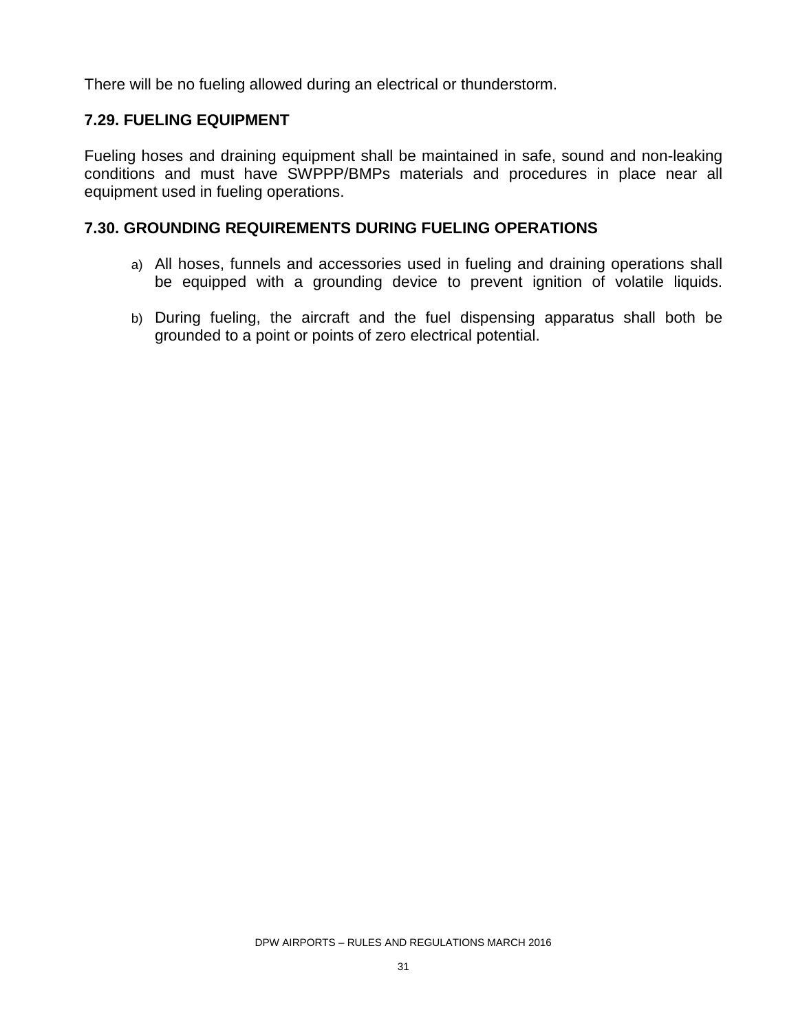There will be no fueling allowed during an electrical or thunderstorm.

### 7.29. FUELING EQUIPMENT

Fueling hoses and draining equipment shall be maintained in safe, sound and non-leaking conditions and must have SWPPP/BMPs materials and procedures in place near all equipment used in fueling operations.

### 7.30. GROUNDING REQUIREMENTS DURING FUELING OPERATIONS

a) All hoses, funnels and accessories used in fueling and draining operations shall be equipped with a grounding device to prevent ignition of volatile liquids.

b) During fueling, the aircraft and the fuel dispensing apparatus shall both be grounded to a point or points of zero electrical potential.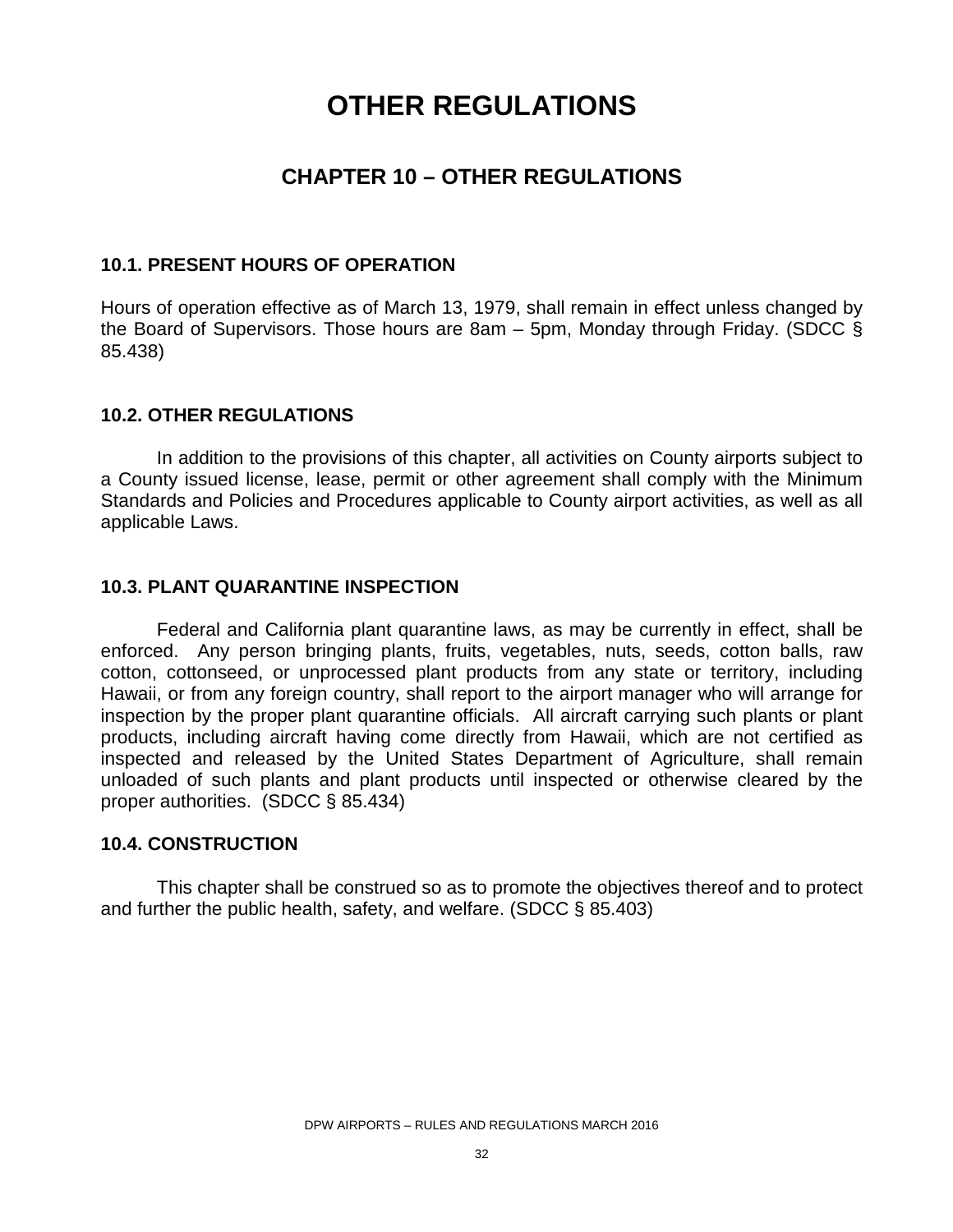# OTHER REGULATIONS

## CHAPTER 10 – OTHER REGULATIONS

### 10.1. PRESENT HOURS OF OPERATION

Hours of operation effective as of March 13, 1979, shall remain in effect unless changed by the Board of Supervisors. Those hours are 8am – 5pm, Monday through Friday. (SDCC § 85.438)

### 10.2. OTHER REGULATIONS

In addition to the provisions of this chapter, all activities on County airports subject to a County issued license, lease, permit or other agreement shall comply with the Minimum Standards and Policies and Procedures applicable to County airport activities, as well as all applicable Laws.

### 10.3. PLANT QUARANTINE INSPECTION

Federal and California plant quarantine laws, as may be currently in effect, shall be enforced. Any person bringing plants, fruits, vegetables, nuts, seeds, cotton balls, raw cotton, cottonseed, or unprocessed plant products from any state or territory, including Hawaii, or from any foreign country, shall report to the airport manager who will arrange for inspection by the proper plant quarantine officials. All aircraft carrying such plants or plant products, including aircraft having come directly from Hawaii, which are not certified as inspected and released by the United States Department of Agriculture, shall remain unloaded of such plants and plant products until inspected or otherwise cleared by the proper authorities. (SDCC § 85.434)

### 10.4. CONSTRUCTION

This chapter shall be construed so as to promote the objectives thereof and to protect and further the public health, safety, and welfare. (SDCC § 85.403)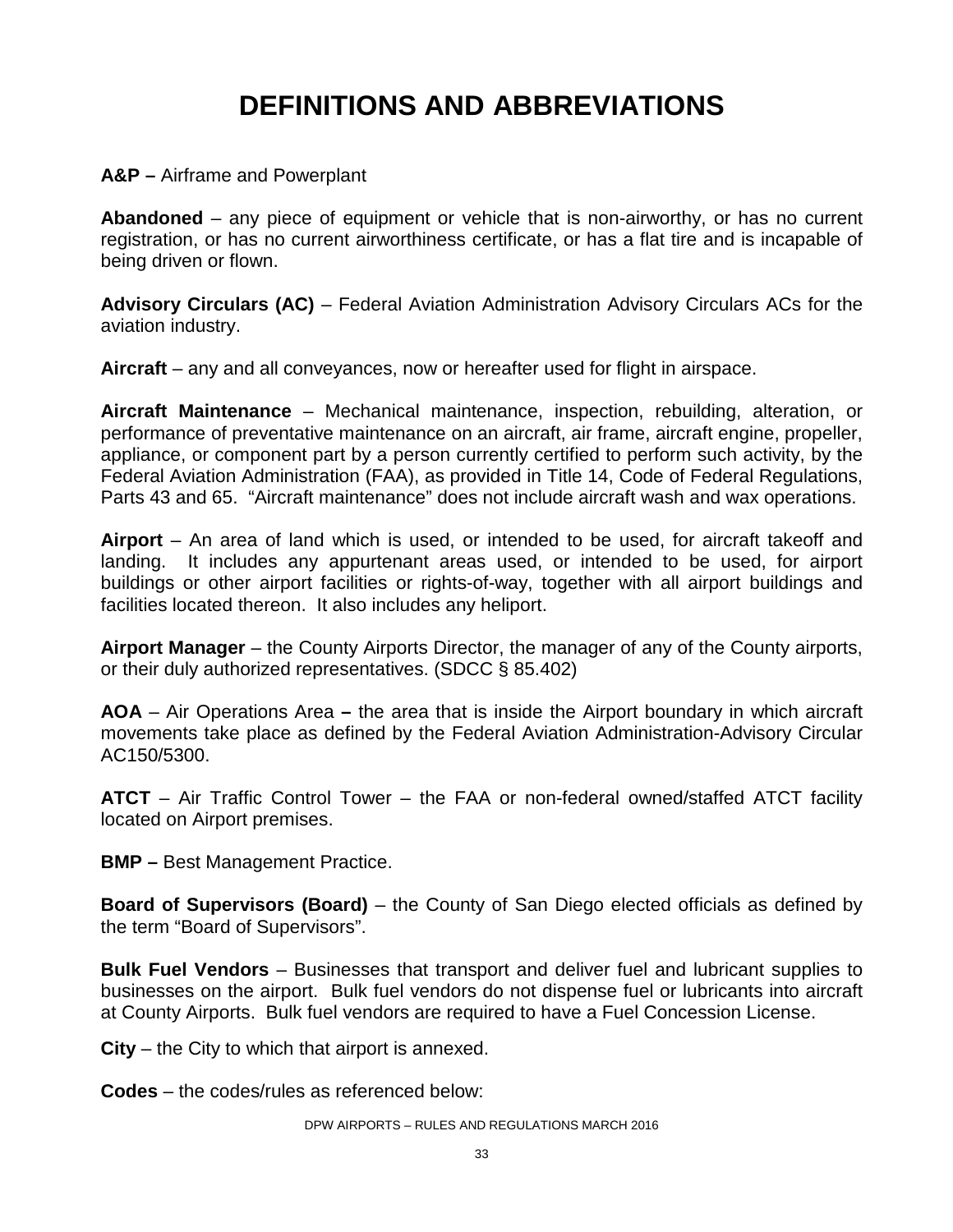# DEFINITIONS AND ABBREVIATIONS

**A&P –** Airframe and Powerplant

**Abandoned** – any piece of equipment or vehicle that is non-airworthy, or has no current registration, or has no current airworthiness certificate, or has a flat tire and is incapable of being driven or flown.

**Advisory Circulars (AC)** – Federal Aviation Administration Advisory Circulars ACs for the aviation industry.

**Aircraft** – any and all conveyances, now or hereafter used for flight in airspace.

**Aircraft Maintenance** – Mechanical maintenance, inspection, rebuilding, alteration, or performance of preventative maintenance on an aircraft, air frame, aircraft engine, propeller, appliance, or component part by a person currently certified to perform such activity, by the Federal Aviation Administration (FAA), as provided in Title 14, Code of Federal Regulations, Parts 43 and 65. "Aircraft maintenance" does not include aircraft wash and wax operations.

**Airport** – An area of land which is used, or intended to be used, for aircraft takeoff and landing. It includes any appurtenant areas used, or intended to be used, for airport buildings or other airport facilities or rights-of-way, together with all airport buildings and facilities located thereon. It also includes any heliport.

**Airport Manager** – the County Airports Director, the manager of any of the County airports, or their duly authorized representatives. (SDCC § 85.402)

**AOA** – Air Operations Area **–** the area that is inside the Airport boundary in which aircraft movements take place as defined by the Federal Aviation Administration-Advisory Circular AC150/5300.

**ATCT** – Air Traffic Control Tower – the FAA or non-federal owned/staffed ATCT facility located on Airport premises.

**BMP –** Best Management Practice.

**Board of Supervisors (Board)** – the County of San Diego elected officials as defined by the term "Board of Supervisors".

**Bulk Fuel Vendors** – Businesses that transport and deliver fuel and lubricant supplies to businesses on the airport. Bulk fuel vendors do not dispense fuel or lubricants into aircraft at County Airports. Bulk fuel vendors are required to have a Fuel Concession License.

**City** – the City to which that airport is annexed.

**Codes** – the codes/rules as referenced below: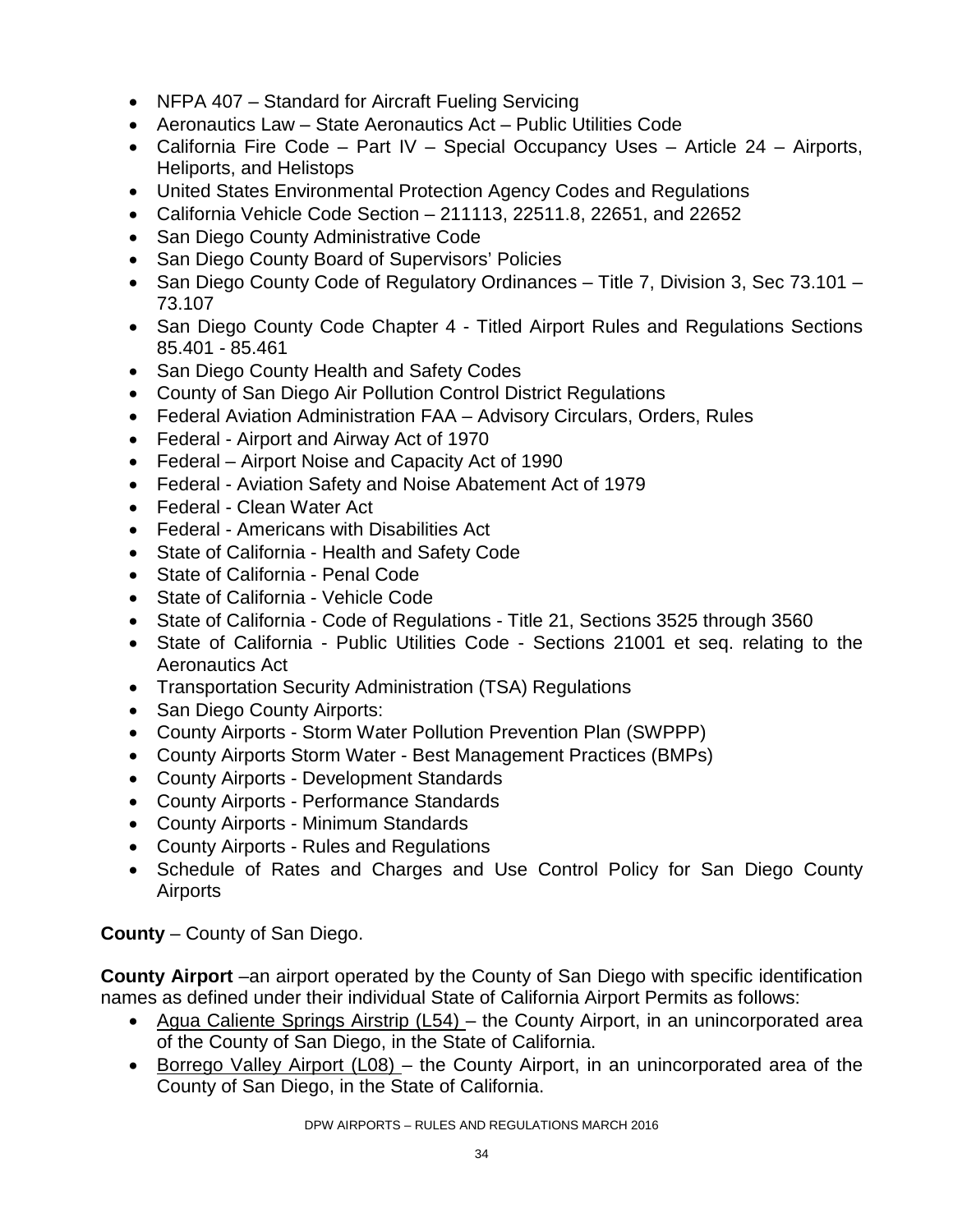- NFPA 407 – Standard for Aircraft Fueling Servicing
- Aeronautics Law – State Aeronautics Act – Public Utilities Code
- California Fire Code – Part IV – Special Occupancy Uses – Article 24 – Airports, Heliports, and Helistops
- United States Environmental Protection Agency Codes and Regulations
- California Vehicle Code Section – 211113, 22511.8, 22651, and 22652
- San Diego County Administrative Code
- San Diego County Board of Supervisors' Policies
- San Diego County Code of Regulatory Ordinances – Title 7, Division 3, Sec 73.101 – 73.107
- San Diego County Code Chapter 4 - Titled Airport Rules and Regulations Sections 85.401 - 85.461
- San Diego County Health and Safety Codes
- County of San Diego Air Pollution Control District Regulations
- Federal Aviation Administration FAA – Advisory Circulars, Orders, Rules
- Federal - Airport and Airway Act of 1970
- Federal – Airport Noise and Capacity Act of 1990
- Federal - Aviation Safety and Noise Abatement Act of 1979
- Federal - Clean Water Act
- Federal - Americans with Disabilities Act
- State of California - Health and Safety Code
- State of California - Penal Code
- State of California - Vehicle Code
- State of California - Code of Regulations - Title 21, Sections 3525 through 3560
- State of California - Public Utilities Code - Sections 21001 et seq. relating to the Aeronautics Act
- Transportation Security Administration (TSA) Regulations
- San Diego County Airports:
- County Airports - Storm Water Pollution Prevention Plan (SWPPP)
- County Airports Storm Water - Best Management Practices (BMPs)
- County Airports - Development Standards
- County Airports - Performance Standards
- County Airports - Minimum Standards
- County Airports - Rules and Regulations
- Schedule of Rates and Charges and Use Control Policy for San Diego County Airports

**County** – County of San Diego.

**County Airport** –an airport operated by the County of San Diego with specific identification names as defined under their individual State of California Airport Permits as follows:

- <u>Agua Caliente Springs Airstrip (L54)</u> – the County Airport, in an unincorporated area of the County of San Diego, in the State of California.
- <u>Borrego Valley Airport (L08)</u> – the County Airport, in an unincorporated area of the County of San Diego, in the State of California.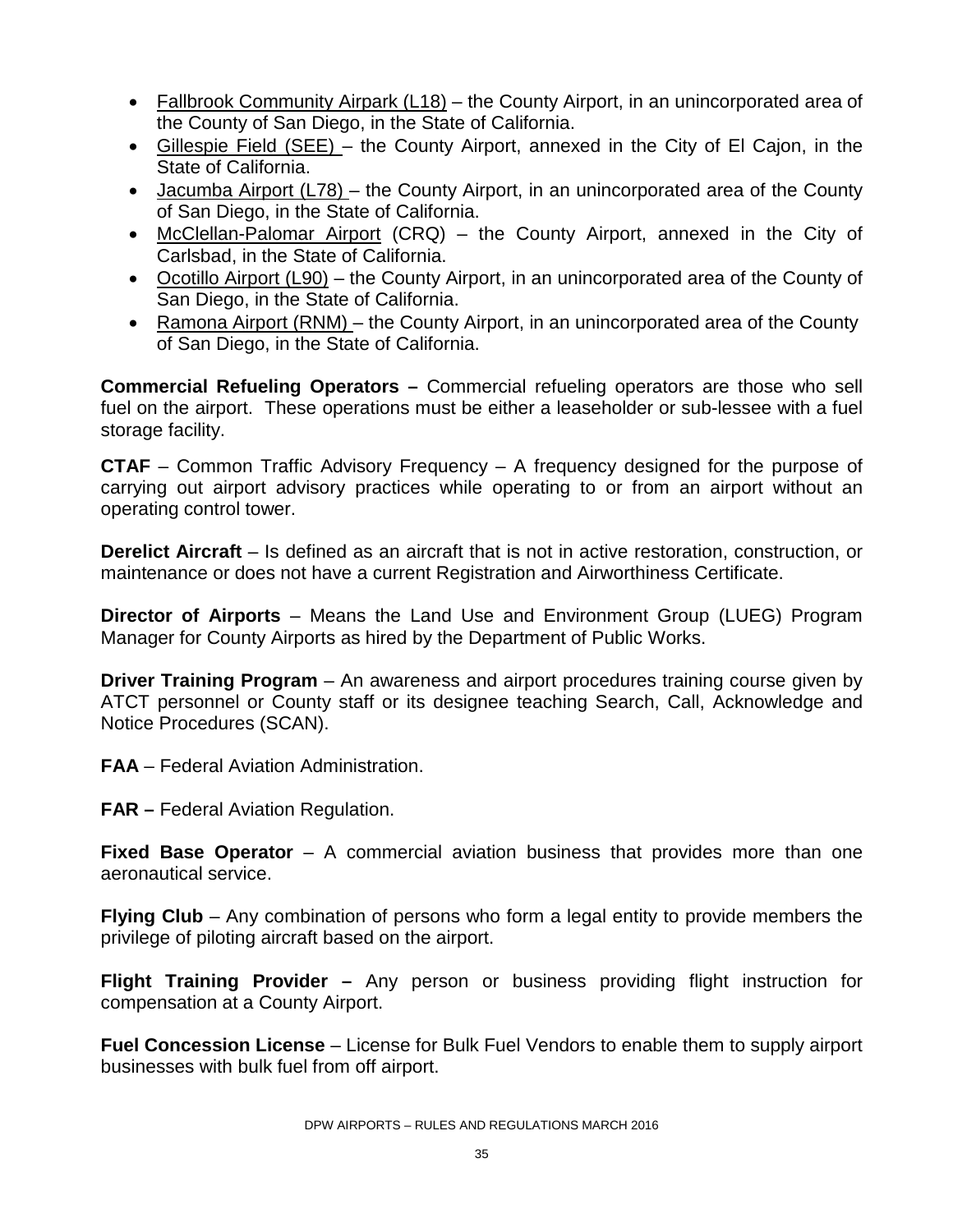- Fallbrook Community Airpark (L18) – the County Airport, in an unincorporated area of the County of San Diego, in the State of California.
- Gillespie Field (SEE) – the County Airport, annexed in the City of El Cajon, in the State of California.
- Jacumba Airport (L78) – the County Airport, in an unincorporated area of the County of San Diego, in the State of California.
- McClellan-Palomar Airport (CRQ) – the County Airport, annexed in the City of Carlsbad, in the State of California.
- Ocotillo Airport (L90) – the County Airport, in an unincorporated area of the County of San Diego, in the State of California.
- Ramona Airport (RNM) – the County Airport, in an unincorporated area of the County of San Diego, in the State of California.

**Commercial Refueling Operators –** Commercial refueling operators are those who sell fuel on the airport. These operations must be either a leaseholder or sub-lessee with a fuel storage facility.

**CTAF** – Common Traffic Advisory Frequency – A frequency designed for the purpose of carrying out airport advisory practices while operating to or from an airport without an operating control tower.

**Derelict Aircraft** – Is defined as an aircraft that is not in active restoration, construction, or maintenance or does not have a current Registration and Airworthiness Certificate.

**Director of Airports** – Means the Land Use and Environment Group (LUEG) Program Manager for County Airports as hired by the Department of Public Works.

**Driver Training Program** – An awareness and airport procedures training course given by ATCT personnel or County staff or its designee teaching Search, Call, Acknowledge and Notice Procedures (SCAN).

**FAA** – Federal Aviation Administration.

**FAR –** Federal Aviation Regulation.

**Fixed Base Operator** – A commercial aviation business that provides more than one aeronautical service.

**Flying Club** – Any combination of persons who form a legal entity to provide members the privilege of piloting aircraft based on the airport.

**Flight Training Provider –** Any person or business providing flight instruction for compensation at a County Airport.

**Fuel Concession License** – License for Bulk Fuel Vendors to enable them to supply airport businesses with bulk fuel from off airport.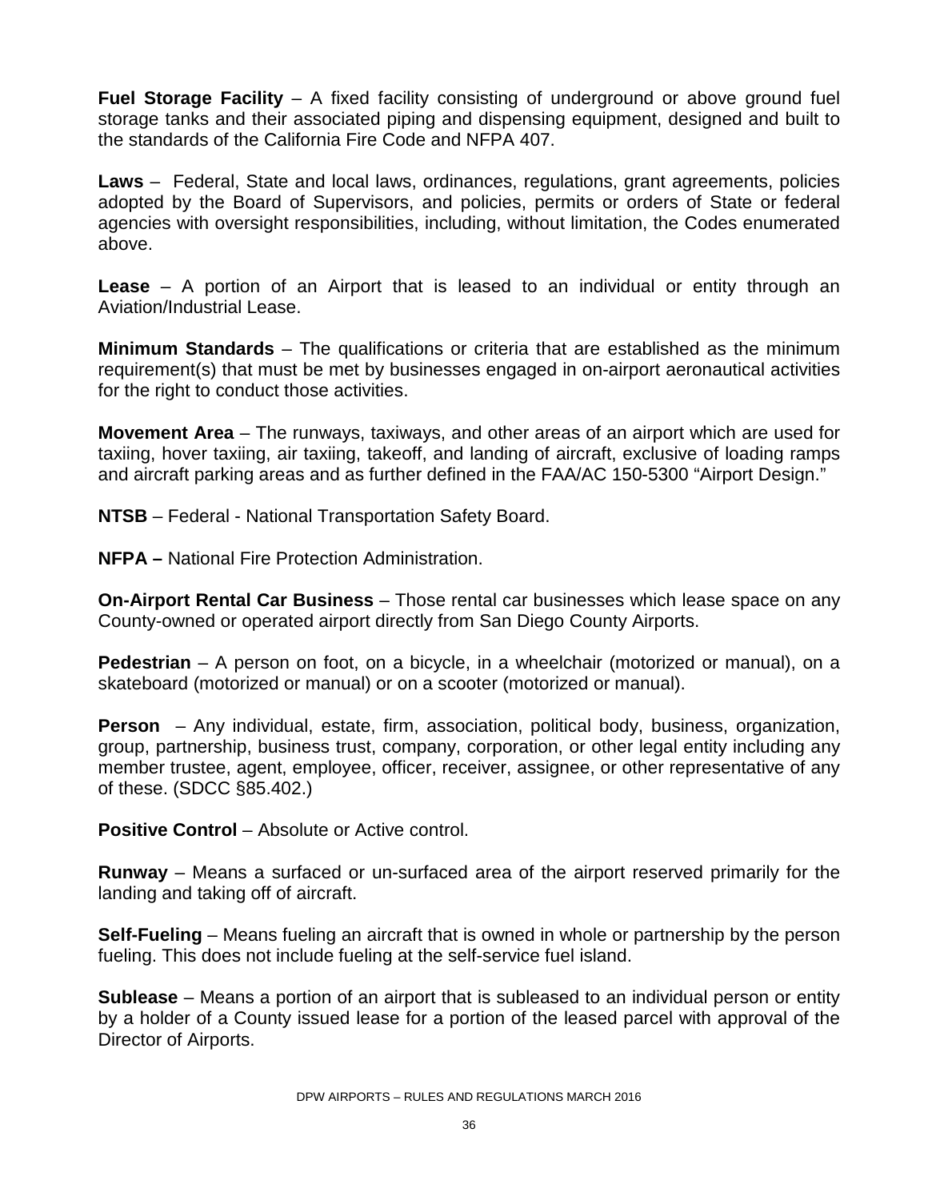**Fuel Storage Facility** – A fixed facility consisting of underground or above ground fuel storage tanks and their associated piping and dispensing equipment, designed and built to the standards of the California Fire Code and NFPA 407.

**Laws** – Federal, State and local laws, ordinances, regulations, grant agreements, policies adopted by the Board of Supervisors, and policies, permits or orders of State or federal agencies with oversight responsibilities, including, without limitation, the Codes enumerated above.

**Lease** – A portion of an Airport that is leased to an individual or entity through an Aviation/Industrial Lease.

**Minimum Standards** – The qualifications or criteria that are established as the minimum requirement(s) that must be met by businesses engaged in on-airport aeronautical activities for the right to conduct those activities.

**Movement Area** – The runways, taxiways, and other areas of an airport which are used for taxiing, hover taxiing, air taxiing, takeoff, and landing of aircraft, exclusive of loading ramps and aircraft parking areas and as further defined in the FAA/AC 150-5300 "Airport Design."

**NTSB** – Federal - National Transportation Safety Board.

**NFPA –** National Fire Protection Administration.

**On-Airport Rental Car Business** – Those rental car businesses which lease space on any County-owned or operated airport directly from San Diego County Airports.

**Pedestrian** – A person on foot, on a bicycle, in a wheelchair (motorized or manual), on a skateboard (motorized or manual) or on a scooter (motorized or manual).

**Person** – Any individual, estate, firm, association, political body, business, organization, group, partnership, business trust, company, corporation, or other legal entity including any member trustee, agent, employee, officer, receiver, assignee, or other representative of any of these. (SDCC §85.402.)

**Positive Control** – Absolute or Active control.

**Runway** – Means a surfaced or un-surfaced area of the airport reserved primarily for the landing and taking off of aircraft.

**Self-Fueling** – Means fueling an aircraft that is owned in whole or partnership by the person fueling. This does not include fueling at the self-service fuel island.

**Sublease** – Means a portion of an airport that is subleased to an individual person or entity by a holder of a County issued lease for a portion of the leased parcel with approval of the Director of Airports.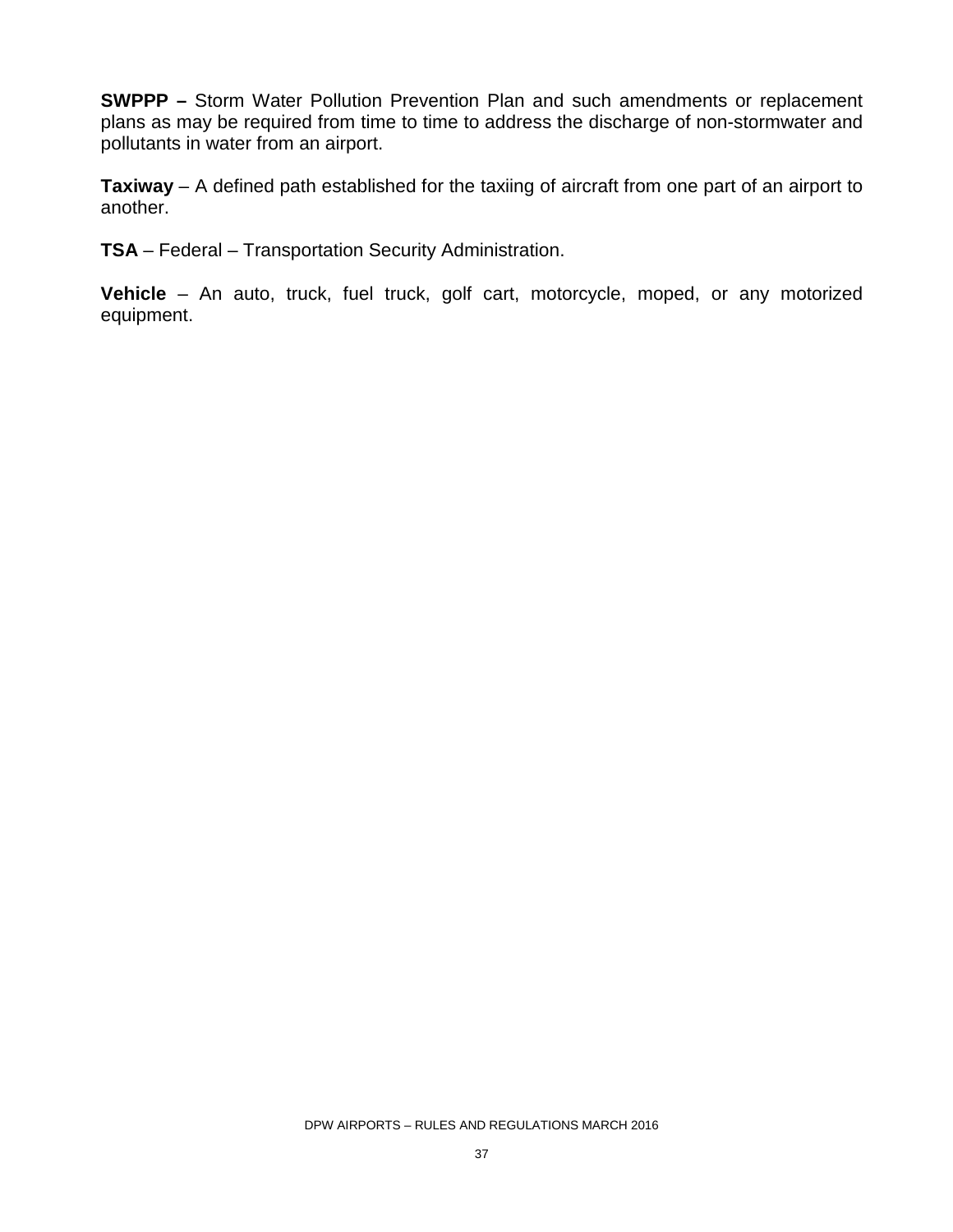**SWPPP –** Storm Water Pollution Prevention Plan and such amendments or replacement plans as may be required from time to time to address the discharge of non-stormwater and pollutants in water from an airport.

**Taxiway** – A defined path established for the taxiing of aircraft from one part of an airport to another.

**TSA** – Federal – Transportation Security Administration.

**Vehicle** – An auto, truck, fuel truck, golf cart, motorcycle, moped, or any motorized equipment.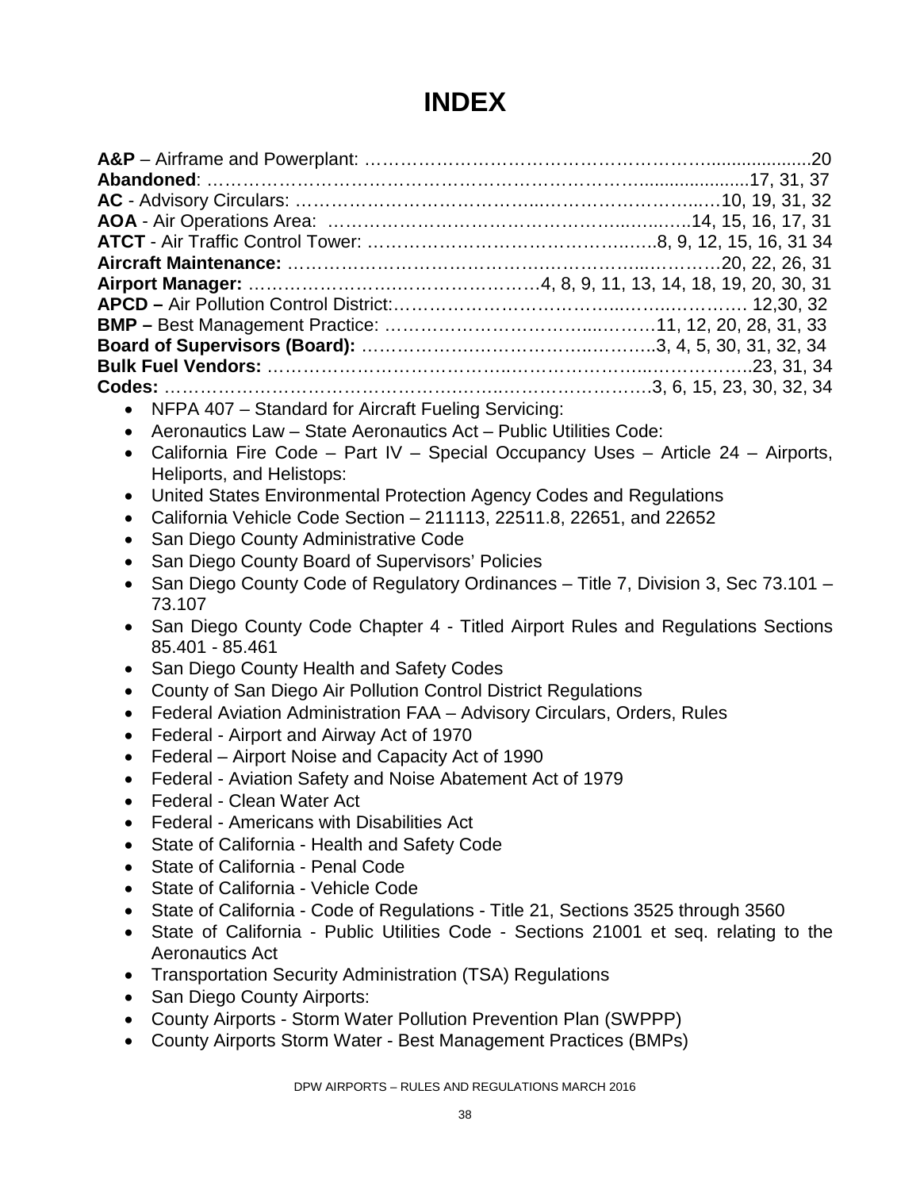# INDEX

**A&P** – Airframe and Powerplant: ……………………………………………….....................20
**Abandoned**: ….……………………….………….………….…………….…......................17, 31, 37
**AC** - Advisory Circulars: ..…………………………………...………………………..…10, 19, 31, 32
**AOA** - Air Operations Area: ………………………………………………..…...…..14, 15, 16, 17, 31
**ATCT** - Air Traffic Control Tower: ………………….……………………....…..8, 9, 12, 15, 16, 31 34
**Aircraft Maintenance:** …………………………………………………..…………20, 22, 26, 31
**Airport Manager:** ……………………..……………….………4, 8, 9, 11, 13, 14, 18, 19, 20, 30, 31
**APCD –** Air Pollution Control District:.………………………………....……..………… 12,30, 32
**BMP –** Best Management Practice: ……………………………....………11, 12, 20, 28, 31, 33
**Board of Supervisors (Board):** ………………….…………………..………..3, 4, 5, 30, 31, 32, 34
**Bulk Fuel Vendors:** ………………………………………..……………………...……………..23, 31, 34
**Codes:** ………………………………………….……..……………………..3, 6, 15, 23, 30, 32, 34

- NFPA 407 – Standard for Aircraft Fueling Servicing:
- Aeronautics Law – State Aeronautics Act – Public Utilities Code:
- California Fire Code – Part IV – Special Occupancy Uses – Article 24 – Airports, Heliports, and Helistops:
- United States Environmental Protection Agency Codes and Regulations
- California Vehicle Code Section – 211113, 22511.8, 22651, and 22652
- San Diego County Administrative Code
- San Diego County Board of Supervisors' Policies
- San Diego County Code of Regulatory Ordinances – Title 7, Division 3, Sec 73.101 – 73.107
- San Diego County Code Chapter 4 - Titled Airport Rules and Regulations Sections 85.401 - 85.461
- San Diego County Health and Safety Codes
- County of San Diego Air Pollution Control District Regulations
- Federal Aviation Administration FAA – Advisory Circulars, Orders, Rules
- Federal - Airport and Airway Act of 1970
- Federal – Airport Noise and Capacity Act of 1990
- Federal - Aviation Safety and Noise Abatement Act of 1979
- Federal - Clean Water Act
- Federal - Americans with Disabilities Act
- State of California - Health and Safety Code
- State of California - Penal Code
- State of California - Vehicle Code
- State of California - Code of Regulations - Title 21, Sections 3525 through 3560
- State of California - Public Utilities Code - Sections 21001 et seq. relating to the Aeronautics Act
- Transportation Security Administration (TSA) Regulations
- San Diego County Airports:
- County Airports - Storm Water Pollution Prevention Plan (SWPPP)
- County Airports Storm Water - Best Management Practices (BMPs)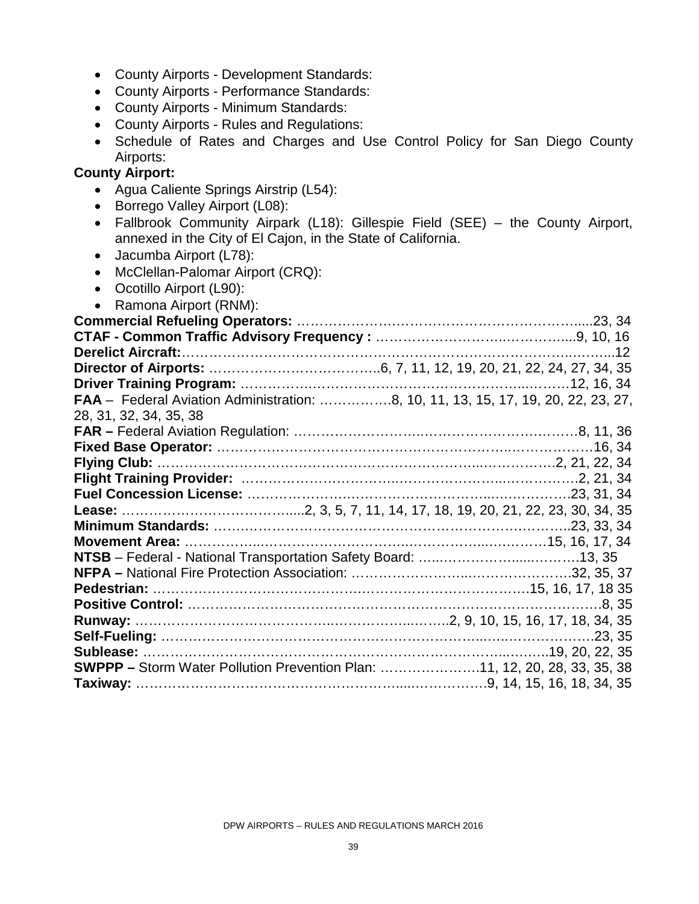- County Airports - Development Standards:
- County Airports - Performance Standards:
- County Airports - Minimum Standards:
- County Airports - Rules and Regulations:
- Schedule of Rates and Charges and Use Control Policy for San Diego County Airports:

**County Airport:**

- Agua Caliente Springs Airstrip (L54):
- Borrego Valley Airport (L08):
- Fallbrook Community Airpark (L18): Gillespie Field (SEE) – the County Airport, annexed in the City of El Cajon, in the State of California.
- Jacumba Airport (L78):
- McClellan-Palomar Airport (CRQ):
- Ocotillo Airport (L90):
- Ramona Airport (RNM):

**Commercial Refueling Operators:** ……………………………………………………….....23, 34
**CTAF - Common Traffic Advisory Frequency :** ……………………..…………....9, 10, 16
**Derelict Aircraft:**……………………………………………………………………………..12
**Director of Airports:** ………………………………..6, 7, 11, 12, 19, 20, 21, 22, 24, 27, 34, 35
**Driver Training Program:** ……………………………………………………...………12, 16, 34
**FAA** – Federal Aviation Administration: …………….8, 10, 11, 13, 15, 17, 19, 20, 22, 23, 27, 28, 31, 32, 34, 35, 38
**FAR –** Federal Aviation Regulation: ……………………..………………………………8, 11, 36
**Fixed Base Operator:** ……………………………………………………..………………16, 34
**Flying Club:** ……………………………………………………………...…………….2, 21, 22, 34
**Flight Training Provider:** ………………………………………………...……………..2, 21, 34
**Fuel Concession License:** …………………………………………...……………..23, 31, 34
**Lease:** …………………………………......2, 3, 5, 7, 11, 14, 17, 18, 19, 20, 21, 22, 23, 30, 34, 35
**Minimum Standards:** ……………………………………………………………………..23, 33, 34
**Movement Area:** ……………………………………………………………………15, 16, 17, 34
**NTSB** – Federal - National Transportation Safety Board: …...……………....……….13, 35
**NFPA –** National Fire Protection Association: ………………………………………..32, 35, 37
**Pedestrian:** ……………………………………………………………………….15, 16, 17, 18 35
**Positive Control:** ………………………………………………………………………………8, 35
**Runway:** ……………………………………………………………..2, 9, 10, 15, 16, 17, 18, 34, 35
**Self-Fueling:** ………………………………………………………………………………….23, 35
**Sublease:** ……………………………………………………………………………..19, 20, 22, 35
**SWPPP –** Storm Water Pollution Prevention Plan: ………………….11, 12, 20, 28, 33, 35, 38
**Taxiway:** ……………………………………………………..………….9, 14, 15, 16, 18, 34, 35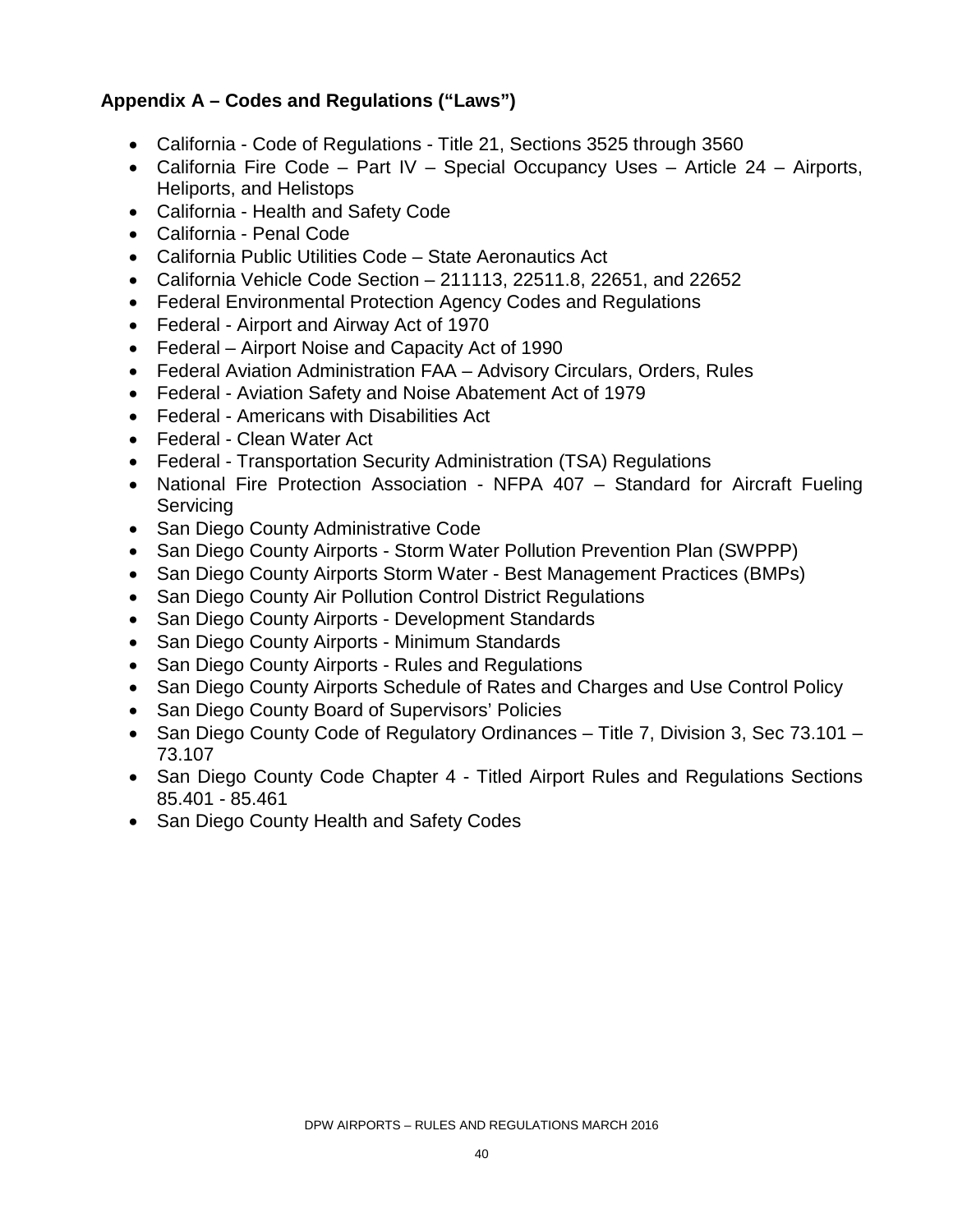## Appendix A – Codes and Regulations ("Laws")

- California - Code of Regulations - Title 21, Sections 3525 through 3560
- California Fire Code – Part IV – Special Occupancy Uses – Article 24 – Airports, Heliports, and Helistops
- California - Health and Safety Code
- California - Penal Code
- California Public Utilities Code – State Aeronautics Act
- California Vehicle Code Section – 211113, 22511.8, 22651, and 22652
- Federal Environmental Protection Agency Codes and Regulations
- Federal - Airport and Airway Act of 1970
- Federal – Airport Noise and Capacity Act of 1990
- Federal Aviation Administration FAA – Advisory Circulars, Orders, Rules
- Federal - Aviation Safety and Noise Abatement Act of 1979
- Federal - Americans with Disabilities Act
- Federal - Clean Water Act
- Federal - Transportation Security Administration (TSA) Regulations
- National Fire Protection Association - NFPA 407 – Standard for Aircraft Fueling Servicing
- San Diego County Administrative Code
- San Diego County Airports - Storm Water Pollution Prevention Plan (SWPPP)
- San Diego County Airports Storm Water - Best Management Practices (BMPs)
- San Diego County Air Pollution Control District Regulations
- San Diego County Airports - Development Standards
- San Diego County Airports - Minimum Standards
- San Diego County Airports - Rules and Regulations
- San Diego County Airports Schedule of Rates and Charges and Use Control Policy
- San Diego County Board of Supervisors' Policies
- San Diego County Code of Regulatory Ordinances – Title 7, Division 3, Sec 73.101 – 73.107
- San Diego County Code Chapter 4 - Titled Airport Rules and Regulations Sections 85.401 - 85.461
- San Diego County Health and Safety Codes